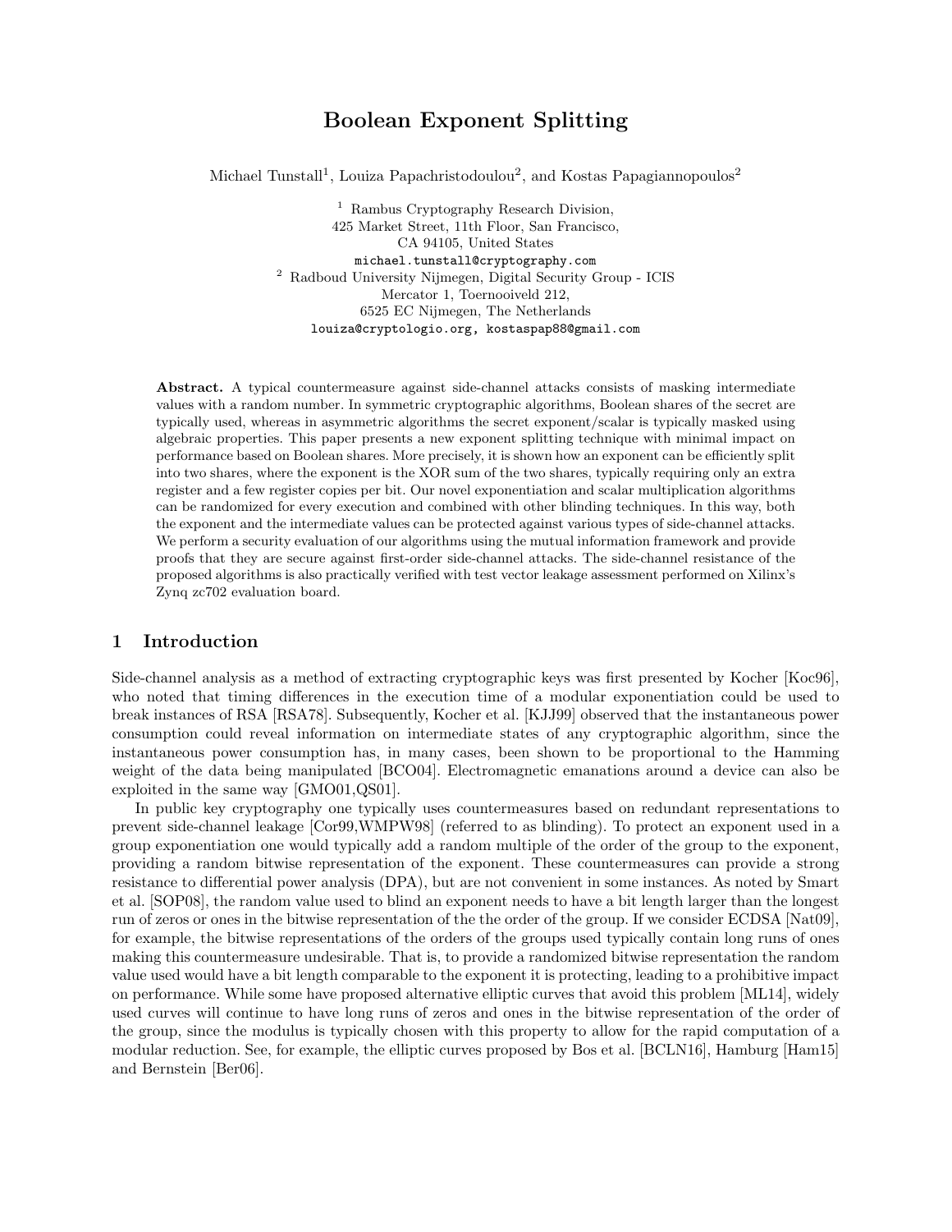# Boolean Exponent Splitting

Michael Tunstall[1], Louiza Papachristodoulou[2], and Kostas Papagiannopoulos[2]

[1] Rambus Cryptography Research Division,
425 Market Street, 11th Floor, San Francisco,
CA 94105, United States
michael.tunstall@cryptography.com

[2] Radboud University Nijmegen, Digital Security Group - ICIS
Mercator 1, Toernooiveld 212,
6525 EC Nijmegen, The Netherlands
louiza@cryptologio.org, kostaspap88@gmail.com

**Abstract.** A typical countermeasure against side-channel attacks consists of masking intermediate values with a random number. In symmetric cryptographic algorithms, Boolean shares of the secret are typically used, whereas in asymmetric algorithms the secret exponent/scalar is typically masked using algebraic properties. This paper presents a new exponent splitting technique with minimal impact on performance based on Boolean shares. More precisely, it is shown how an exponent can be efficiently split into two shares, where the exponent is the XOR sum of the two shares, typically requiring only an extra register and a few register copies per bit. Our novel exponentiation and scalar multiplication algorithms can be randomized for every execution and combined with other blinding techniques. In this way, both the exponent and the intermediate values can be protected against various types of side-channel attacks. We perform a security evaluation of our algorithms using the mutual information framework and provide proofs that they are secure against first-order side-channel attacks. The side-channel resistance of the proposed algorithms is also practically verified with test vector leakage assessment performed on Xilinx's Zynq zc702 evaluation board.

## 1 Introduction

Side-channel analysis as a method of extracting cryptographic keys was first presented by Kocher [Koc96], who noted that timing differences in the execution time of a modular exponentiation could be used to break instances of RSA [RSA78]. Subsequently, Kocher et al. [KJJ99] observed that the instantaneous power consumption could reveal information on intermediate states of any cryptographic algorithm, since the instantaneous power consumption has, in many cases, been shown to be proportional to the Hamming weight of the data being manipulated [BCO04]. Electromagnetic emanations around a device can also be exploited in the same way [GMO01,QS01].

In public key cryptography one typically uses countermeasures based on redundant representations to prevent side-channel leakage [Cor99,WMPW98] (referred to as blinding). To protect an exponent used in a group exponentiation one would typically add a random multiple of the order of the group to the exponent, providing a random bitwise representation of the exponent. These countermeasures can provide a strong resistance to differential power analysis (DPA), but are not convenient in some instances. As noted by Smart et al. [SOP08], the random value used to blind an exponent needs to have a bit length larger than the longest run of zeros or ones in the bitwise representation of the the order of the group. If we consider ECDSA [Nat09], for example, the bitwise representations of the orders of the groups used typically contain long runs of ones making this countermeasure undesirable. That is, to provide a randomized bitwise representation the random value used would have a bit length comparable to the exponent it is protecting, leading to a prohibitive impact on performance. While some have proposed alternative elliptic curves that avoid this problem [ML14], widely used curves will continue to have long runs of zeros and ones in the bitwise representation of the order of the group, since the modulus is typically chosen with this property to allow for the rapid computation of a modular reduction. See, for example, the elliptic curves proposed by Bos et al. [BCLN16], Hamburg [Ham15] and Bernstein [Ber06].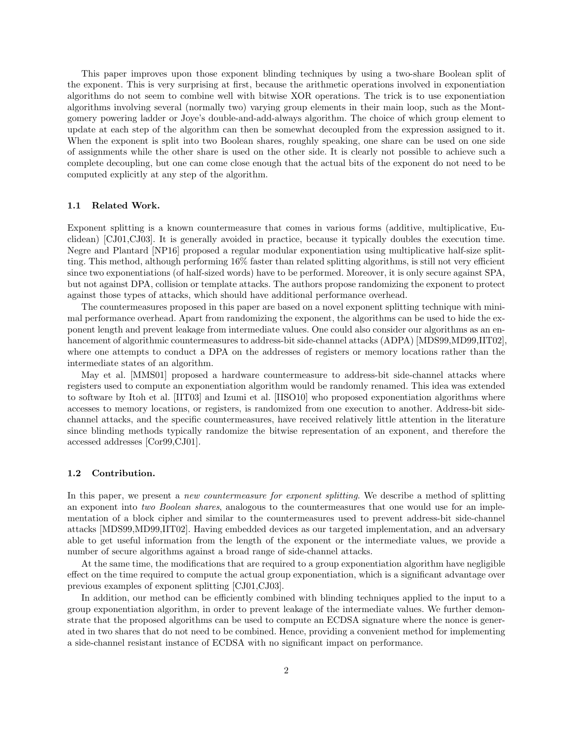This paper improves upon those exponent blinding techniques by using a two-share Boolean split of the exponent. This is very surprising at first, because the arithmetic operations involved in exponentiation algorithms do not seem to combine well with bitwise XOR operations. The trick is to use exponentiation algorithms involving several (normally two) varying group elements in their main loop, such as the Montgomery powering ladder or Joye's double-and-add-always algorithm. The choice of which group element to update at each step of the algorithm can then be somewhat decoupled from the expression assigned to it. When the exponent is split into two Boolean shares, roughly speaking, one share can be used on one side of assignments while the other share is used on the other side. It is clearly not possible to achieve such a complete decoupling, but one can come close enough that the actual bits of the exponent do not need to be computed explicitly at any step of the algorithm.

### 1.1 Related Work.

Exponent splitting is a known countermeasure that comes in various forms (additive, multiplicative, Euclidean) [CJ01,CJ03]. It is generally avoided in practice, because it typically doubles the execution time. Negre and Plantard [NP16] proposed a regular modular exponentiation using multiplicative half-size splitting. This method, although performing 16% faster than related splitting algorithms, is still not very efficient since two exponentiations (of half-sized words) have to be performed. Moreover, it is only secure against SPA, but not against DPA, collision or template attacks. The authors propose randomizing the exponent to protect against those types of attacks, which should have additional performance overhead.

The countermeasures proposed in this paper are based on a novel exponent splitting technique with minimal performance overhead. Apart from randomizing the exponent, the algorithms can be used to hide the exponent length and prevent leakage from intermediate values. One could also consider our algorithms as an enhancement of algorithmic countermeasures to address-bit side-channel attacks (ADPA) [MDS99,MD99,IIT02], where one attempts to conduct a DPA on the addresses of registers or memory locations rather than the intermediate states of an algorithm.

May et al. [MMS01] proposed a hardware countermeasure to address-bit side-channel attacks where registers used to compute an exponentiation algorithm would be randomly renamed. This idea was extended to software by Itoh et al. [IIT03] and Izumi et al. [IISO10] who proposed exponentiation algorithms where accesses to memory locations, or registers, is randomized from one execution to another. Address-bit side-channel attacks, and the specific countermeasures, have received relatively little attention in the literature since blinding methods typically randomize the bitwise representation of an exponent, and therefore the accessed addresses [Cor99,CJ01].

### 1.2 Contribution.

In this paper, we present a *new countermeasure for exponent splitting*. We describe a method of splitting an exponent into *two Boolean shares*, analogous to the countermeasures that one would use for an implementation of a block cipher and similar to the countermeasures used to prevent address-bit side-channel attacks [MDS99,MD99,IIT02]. Having embedded devices as our targeted implementation, and an adversary able to get useful information from the length of the exponent or the intermediate values, we provide a number of secure algorithms against a broad range of side-channel attacks.

At the same time, the modifications that are required to a group exponentiation algorithm have negligible effect on the time required to compute the actual group exponentiation, which is a significant advantage over previous examples of exponent splitting [CJ01,CJ03].

In addition, our method can be efficiently combined with blinding techniques applied to the input to a group exponentiation algorithm, in order to prevent leakage of the intermediate values. We further demonstrate that the proposed algorithms can be used to compute an ECDSA signature where the nonce is generated in two shares that do not need to be combined. Hence, providing a convenient method for implementing a side-channel resistant instance of ECDSA with no significant impact on performance.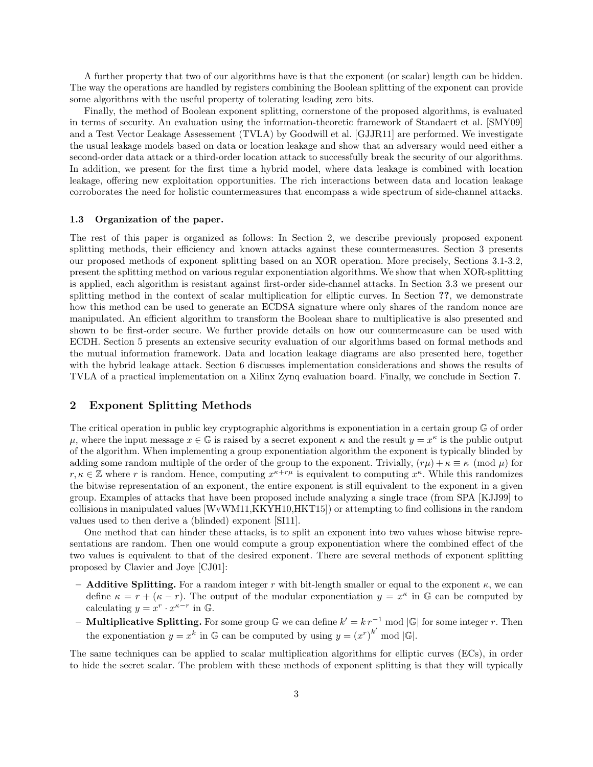A further property that two of our algorithms have is that the exponent (or scalar) length can be hidden. The way the operations are handled by registers combining the Boolean splitting of the exponent can provide some algorithms with the useful property of tolerating leading zero bits.

Finally, the method of Boolean exponent splitting, cornerstone of the proposed algorithms, is evaluated in terms of security. An evaluation using the information-theoretic framework of Standaert et al. [SMY09] and a Test Vector Leakage Assessement (TVLA) by Goodwill et al. [GJJR11] are performed. We investigate the usual leakage models based on data or location leakage and show that an adversary would need either a second-order data attack or a third-order location attack to successfully break the security of our algorithms. In addition, we present for the first time a hybrid model, where data leakage is combined with location leakage, offering new exploitation opportunities. The rich interactions between data and location leakage corroborates the need for holistic countermeasures that encompass a wide spectrum of side-channel attacks.

### 1.3 Organization of the paper.

The rest of this paper is organized as follows: In Section 2, we describe previously proposed exponent splitting methods, their efficiency and known attacks against these countermeasures. Section 3 presents our proposed methods of exponent splitting based on an XOR operation. More precisely, Sections 3.1-3.2, present the splitting method on various regular exponentiation algorithms. We show that when XOR-splitting is applied, each algorithm is resistant against first-order side-channel attacks. In Section 3.3 we present our splitting method in the context of scalar multiplication for elliptic curves. In Section **??**, we demonstrate how this method can be used to generate an ECDSA signature where only shares of the random nonce are manipulated. An efficient algorithm to transform the Boolean share to multiplicative is also presented and shown to be first-order secure. We further provide details on how our countermeasure can be used with ECDH. Section 5 presents an extensive security evaluation of our algorithms based on formal methods and the mutual information framework. Data and location leakage diagrams are also presented here, together with the hybrid leakage attack. Section 6 discusses implementation considerations and shows the results of TVLA of a practical implementation on a Xilinx Zynq evaluation board. Finally, we conclude in Section 7.

## 2 Exponent Splitting Methods

The critical operation in public key cryptographic algorithms is exponentiation in a certain group $\mathbb{G}$ of order $\mu$, where the input message $x \in \mathbb{G}$ is raised by a secret exponent $\kappa$ and the result $y = x^\kappa$ is the public output of the algorithm. When implementing a group exponentiation algorithm the exponent is typically blinded by adding some random multiple of the order of the group to the exponent. Trivially, $(r\mu) + \kappa \equiv \kappa \pmod{\mu}$ for $r, \kappa \in \mathbb{Z}$ where $r$ is random. Hence, computing $x^{\kappa + r\mu}$ is equivalent to computing $x^\kappa$. While this randomizes the bitwise representation of an exponent, the entire exponent is still equivalent to the exponent in a given group. Examples of attacks that have been proposed include analyzing a single trace (from SPA [KJJ99] to collisions in manipulated values [WvWM11,KKYH10,HKT15]) or attempting to find collisions in the random values used to then derive a (blinded) exponent [SI11].

One method that can hinder these attacks, is to split an exponent into two values whose bitwise representations are random. Then one would compute a group exponentiation where the combined effect of the two values is equivalent to that of the desired exponent. There are several methods of exponent splitting proposed by Clavier and Joye [CJ01]:

- **Additive Splitting.** For a random integer $r$ with bit-length smaller or equal to the exponent $\kappa$, we can define $\kappa = r + (\kappa - r)$. The output of the modular exponentiation $y = x^\kappa$ in $\mathbb{G}$ can be computed by calculating $y = x^r \cdot x^{\kappa - r}$ in $\mathbb{G}$.
- **Multiplicative Splitting.** For some group $\mathbb{G}$ we can define $k' = k\, r^{-1} \bmod |\mathbb{G}|$ for some integer $r$. Then the exponentiation $y = x^k$ in $\mathbb{G}$ can be computed by using $y = (x^r)^{k'} \bmod |\mathbb{G}|$.

The same techniques can be applied to scalar multiplication algorithms for elliptic curves (ECs), in order to hide the secret scalar. The problem with these methods of exponent splitting is that they will typically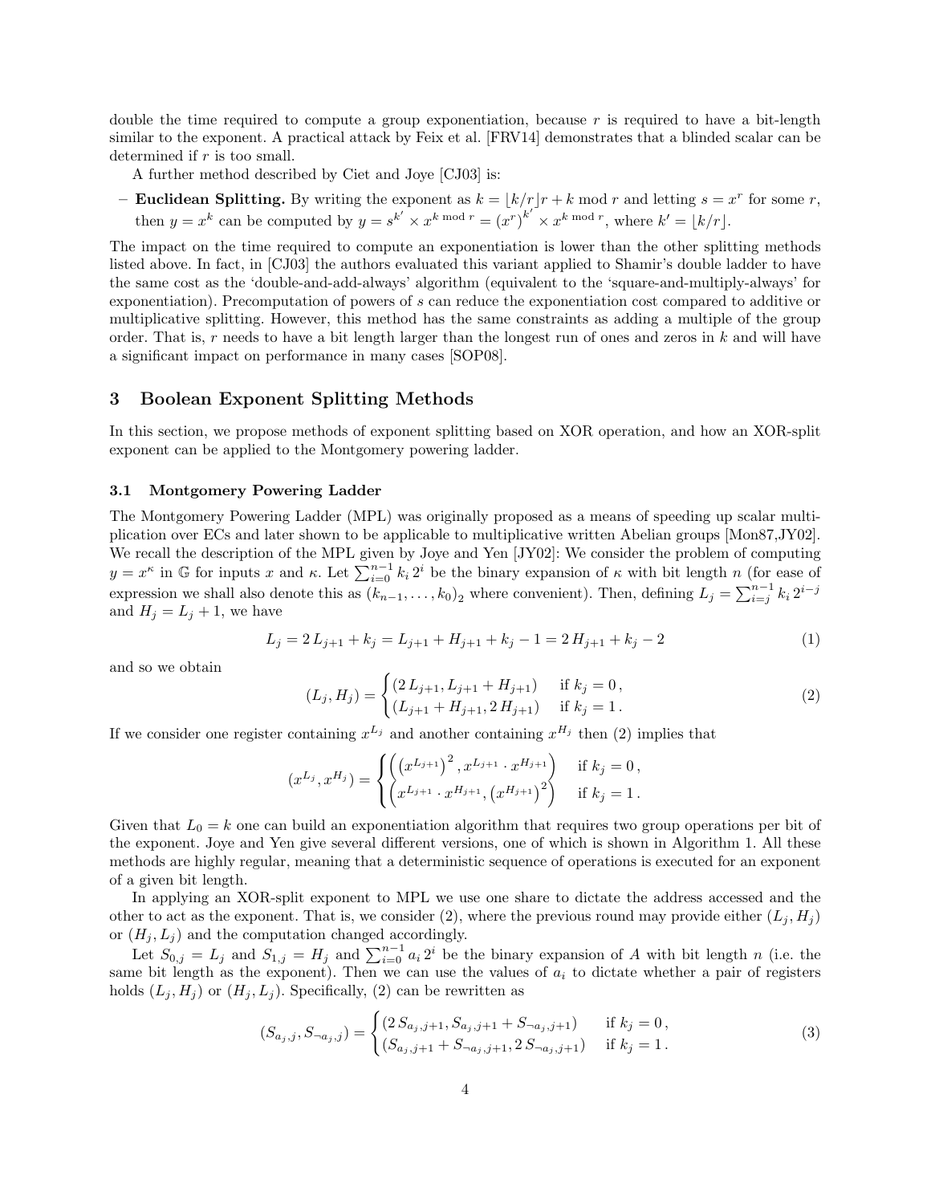double the time required to compute a group exponentiation, because $r$ is required to have a bit-length similar to the exponent. A practical attack by Feix et al. [FRV14] demonstrates that a blinded scalar can be determined if $r$ is too small.

A further method described by Ciet and Joye [CJ03] is:

– **Euclidean Splitting.** By writing the exponent as $k = \lfloor k/r \rfloor r + k \bmod r$ and letting $s = x^r$ for some $r$, then $y = x^k$ can be computed by $y = s^{k'} \times x^{k \bmod r} = (x^r)^{k'} \times x^{k \bmod r}$, where $k' = \lfloor k/r \rfloor$.

The impact on the time required to compute an exponentiation is lower than the other splitting methods listed above. In fact, in [CJ03] the authors evaluated this variant applied to Shamir's double ladder to have the same cost as the 'double-and-add-always' algorithm (equivalent to the 'square-and-multiply-always' for exponentiation). Precomputation of powers of $s$ can reduce the exponentiation cost compared to additive or multiplicative splitting. However, this method has the same constraints as adding a multiple of the group order. That is, $r$ needs to have a bit length larger than the longest run of ones and zeros in $k$ and will have a significant impact on performance in many cases [SOP08].

## 3 Boolean Exponent Splitting Methods

In this section, we propose methods of exponent splitting based on XOR operation, and how an XOR-split exponent can be applied to the Montgomery powering ladder.

### 3.1 Montgomery Powering Ladder

The Montgomery Powering Ladder (MPL) was originally proposed as a means of speeding up scalar multiplication over ECs and later shown to be applicable to multiplicative written Abelian groups [Mon87,JY02]. We recall the description of the MPL given by Joye and Yen [JY02]: We consider the problem of computing $y = x^\kappa$ in $\mathbb{G}$ for inputs $x$ and $\kappa$. Let $\sum_{i=0}^{n-1} k_i \, 2^i$ be the binary expansion of $\kappa$ with bit length $n$ (for ease of expression we shall also denote this as $(k_{n-1}, \ldots, k_0)_2$ where convenient). Then, defining $L_j = \sum_{i=j}^{n-1} k_i \, 2^{i-j}$ and $H_j = L_j + 1$, we have

$$L_j = 2\, L_{j+1} + k_j = L_{j+1} + H_{j+1} + k_j - 1 = 2\, H_{j+1} + k_j - 2 \tag{1}$$

and so we obtain

$$(L_j, H_j) = \begin{cases} (2\, L_{j+1}, L_{j+1} + H_{j+1}) & \text{if } k_j = 0\,, \\ (L_{j+1} + H_{j+1}, 2\, H_{j+1}) & \text{if } k_j = 1\,. \end{cases} \tag{2}$$

If we consider one register containing $x^{L_j}$ and another containing $x^{H_j}$ then (2) implies that

$$(x^{L_j}, x^{H_j}) = \begin{cases} \left( \left(x^{L_{j+1}}\right)^2, x^{L_{j+1}} \cdot x^{H_{j+1}} \right) & \text{if } k_j = 0\,, \\ \left( x^{L_{j+1}} \cdot x^{H_{j+1}}, \left(x^{H_{j+1}}\right)^2 \right) & \text{if } k_j = 1\,. \end{cases}$$

Given that $L_0 = k$ one can build an exponentiation algorithm that requires two group operations per bit of the exponent. Joye and Yen give several different versions, one of which is shown in Algorithm 1. All these methods are highly regular, meaning that a deterministic sequence of operations is executed for an exponent of a given bit length.

In applying an XOR-split exponent to MPL we use one share to dictate the address accessed and the other to act as the exponent. That is, we consider (2), where the previous round may provide either $(L_j, H_j)$ or $(H_j, L_j)$ and the computation changed accordingly.

Let $S_{0,j} = L_j$ and $S_{1,j} = H_j$ and $\sum_{i=0}^{n-1} a_i \, 2^i$ be the binary expansion of $A$ with bit length $n$ (i.e. the same bit length as the exponent). Then we can use the values of $a_i$ to dictate whether a pair of registers holds $(L_j, H_j)$ or $(H_j, L_j)$. Specifically, (2) can be rewritten as

$$(S_{a_j,j}, S_{\neg a_j,j}) = \begin{cases} (2\, S_{a_j,j+1}, S_{a_j,j+1} + S_{\neg a_j,j+1}) & \text{if } k_j = 0\,, \\ (S_{a_j,j+1} + S_{\neg a_j,j+1}, 2\, S_{\neg a_j,j+1}) & \text{if } k_j = 1\,. \end{cases} \tag{3}$$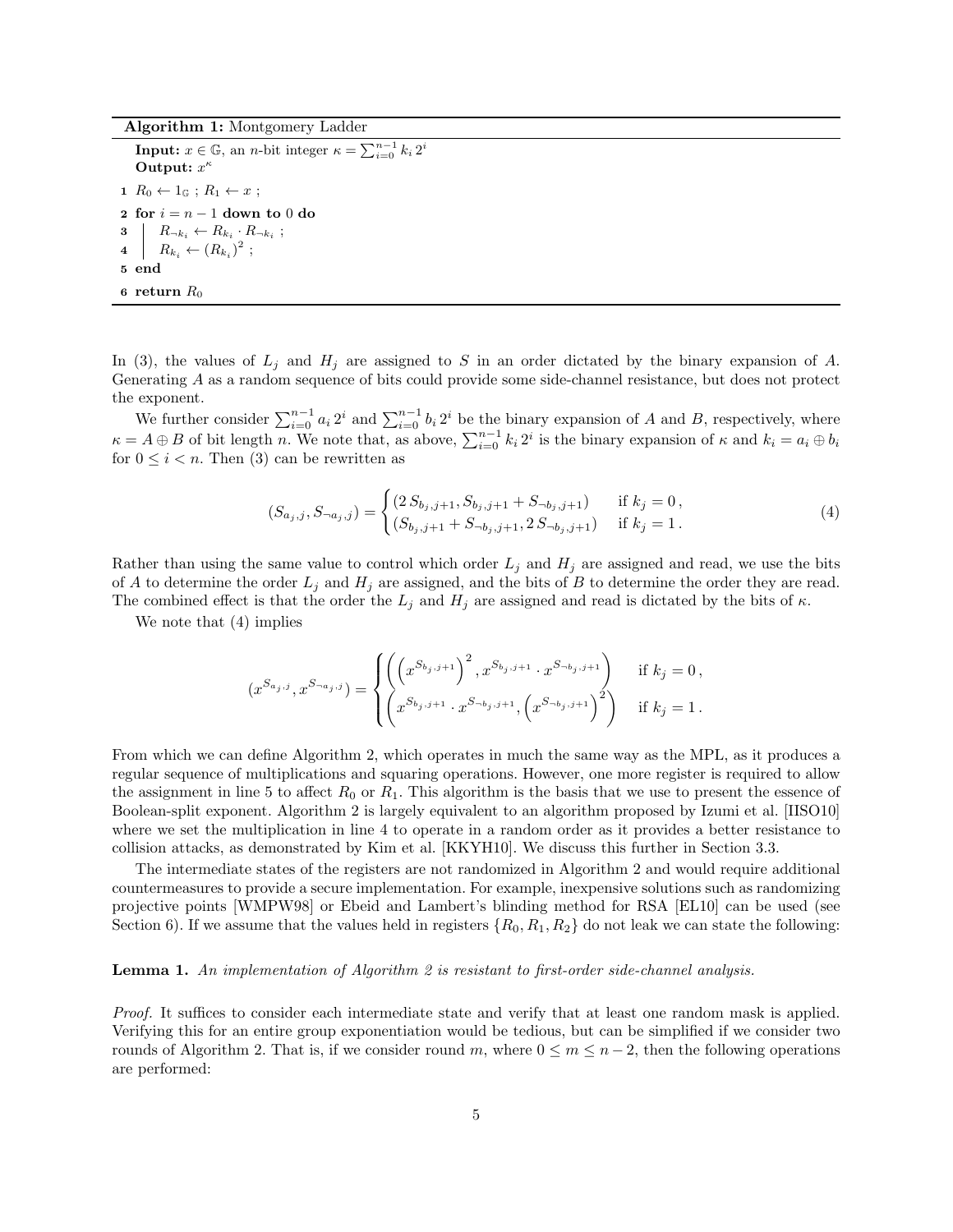**Algorithm 1:** Montgomery Ladder

**Input:** $x \in \mathbb{G}$, an $n$-bit integer $\kappa = \sum_{i=0}^{n-1} k_i \, 2^i$

**Output:** $x^\kappa$

```
1  R_0 ← 1_G ; R_1 ← x ;
2  for i = n − 1 down to 0 do
3  |  R_{¬k_i} ← R_{k_i} · R_{¬k_i} ;
4  |  R_{k_i} ← (R_{k_i})^2 ;
5  end
6  return R_0
```

In (3), the values of $L_j$ and $H_j$ are assigned to $S$ in an order dictated by the binary expansion of $A$. Generating $A$ as a random sequence of bits could provide some side-channel resistance, but does not protect the exponent.

We further consider $\sum_{i=0}^{n-1} a_i \, 2^i$ and $\sum_{i=0}^{n-1} b_i \, 2^i$ be the binary expansion of $A$ and $B$, respectively, where $\kappa = A \oplus B$ of bit length $n$. We note that, as above, $\sum_{i=0}^{n-1} k_i \, 2^i$ is the binary expansion of $\kappa$ and $k_i = a_i \oplus b_i$ for $0 \le i < n$. Then (3) can be rewritten as

$$(S_{a_j,j}, S_{\neg a_j,j}) = \begin{cases} (2\, S_{b_j,j+1}, S_{b_j,j+1} + S_{\neg b_j,j+1}) & \text{if } k_j = 0\,, \\ (S_{b_j,j+1} + S_{\neg b_j,j+1}, 2\, S_{\neg b_j,j+1}) & \text{if } k_j = 1\,. \end{cases} \tag{4}$$

Rather than using the same value to control which order $L_j$ and $H_j$ are assigned and read, we use the bits of $A$ to determine the order $L_j$ and $H_j$ are assigned, and the bits of $B$ to determine the order they are read. The combined effect is that the order the $L_j$ and $H_j$ are assigned and read is dictated by the bits of $\kappa$.

We note that (4) implies

$$(x^{S_{a_j,j}}, x^{S_{\neg a_j,j}}) = \begin{cases} \left( \left( x^{S_{b_j,j+1}} \right)^2, x^{S_{b_j,j+1}} \cdot x^{S_{\neg b_j,j+1}} \right) & \text{if } k_j = 0\,, \\ \left( x^{S_{b_j,j+1}} \cdot x^{S_{\neg b_j,j+1}}, \left( x^{S_{\neg b_j,j+1}} \right)^2 \right) & \text{if } k_j = 1\,. \end{cases}$$

From which we can define Algorithm 2, which operates in much the same way as the MPL, as it produces a regular sequence of multiplications and squaring operations. However, one more register is required to allow the assignment in line 5 to affect $R_0$ or $R_1$. This algorithm is the basis that we use to present the essence of Boolean-split exponent. Algorithm 2 is largely equivalent to an algorithm proposed by Izumi et al. [IISO10] where we set the multiplication in line 4 to operate in a random order as it provides a better resistance to collision attacks, as demonstrated by Kim et al. [KKYH10]. We discuss this further in Section 3.3.

The intermediate states of the registers are not randomized in Algorithm 2 and would require additional countermeasures to provide a secure implementation. For example, inexpensive solutions such as randomizing projective points [WMPW98] or Ebeid and Lambert's blinding method for RSA [EL10] can be used (see Section 6). If we assume that the values held in registers $\{R_0, R_1, R_2\}$ do not leak we can state the following:

**Lemma 1.** *An implementation of Algorithm 2 is resistant to first-order side-channel analysis.*

*Proof.* It suffices to consider each intermediate state and verify that at least one random mask is applied. Verifying this for an entire group exponentiation would be tedious, but can be simplified if we consider two rounds of Algorithm 2. That is, if we consider round $m$, where $0 \le m \le n-2$, then the following operations are performed: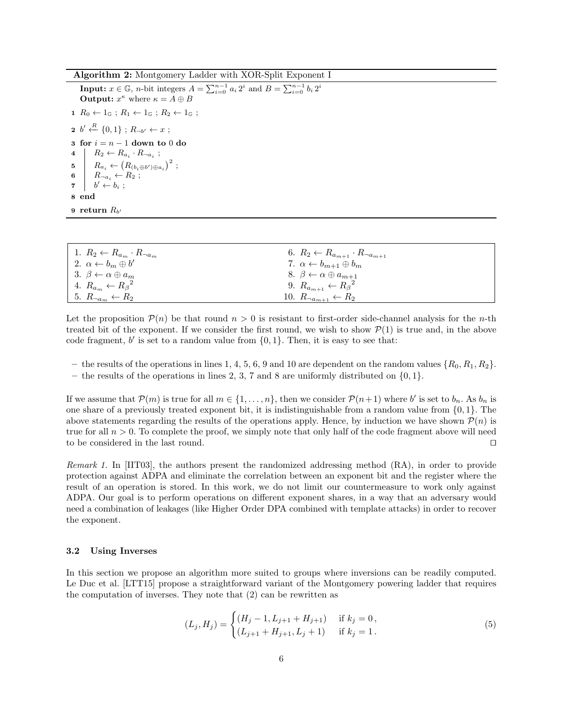**Algorithm 2:** Montgomery Ladder with XOR-Split Exponent I

```
Input: x ∈ G, n-bit integers A = Σ_{i=0}^{n-1} a_i 2^i and B = Σ_{i=0}^{n-1} b_i 2^i
Output: x^κ where κ = A ⊕ B
1  R_0 ← 1_G ; R_1 ← 1_G ; R_2 ← 1_G ;
2  b' ←R {0,1} ; R_{¬b'} ← x ;
3  for i = n − 1 down to 0 do
4  |   R_2 ← R_{a_i} · R_{¬a_i} ;
5  |   R_{a_i} ← (R_{(b_i ⊕ b') ⊕ a_i})^2 ;
6  |   R_{¬a_i} ← R_2 ;
7  |   b' ← b_i ;
8  end
9  return R_{b'}
```

| | |
|---|---|
| 1. $R_2 \leftarrow R_{a_m} \cdot R_{\neg a_m}$ | 6. $R_2 \leftarrow R_{a_{m+1}} \cdot R_{\neg a_{m+1}}$ |
| 2. $\alpha \leftarrow b_m \oplus b'$ | 7. $\alpha \leftarrow b_{m+1} \oplus b_m$ |
| 3. $\beta \leftarrow \alpha \oplus a_m$ | 8. $\beta \leftarrow \alpha \oplus a_{m+1}$ |
| 4. $R_{a_m} \leftarrow {R_\beta}^2$ | 9. $R_{a_{m+1}} \leftarrow {R_\beta}^2$ |
| 5. $R_{\neg a_m} \leftarrow R_2$ | 10. $R_{\neg a_{m+1}} \leftarrow R_2$ |

Let the proposition $\mathcal{P}(n)$ be that round $n > 0$ is resistant to first-order side-channel analysis for the $n$-th treated bit of the exponent. If we consider the first round, we wish to show $\mathcal{P}(1)$ is true and, in the above code fragment, $b'$ is set to a random value from $\{0, 1\}$. Then, it is easy to see that:

- the results of the operations in lines 1, 4, 5, 6, 9 and 10 are dependent on the random values $\{R_0, R_1, R_2\}$.
- the results of the operations in lines 2, 3, 7 and 8 are uniformly distributed on $\{0, 1\}$.

If we assume that $\mathcal{P}(m)$ is true for all $m \in \{1, \ldots, n\}$, then we consider $\mathcal{P}(n+1)$ where $b'$ is set to $b_n$. As $b_n$ is one share of a previously treated exponent bit, it is indistinguishable from a random value from $\{0, 1\}$. The above statements regarding the results of the operations apply. Hence, by induction we have shown $\mathcal{P}(n)$ is true for all $n > 0$. To complete the proof, we simply note that only half of the code fragment above will need to be considered in the last round. □

*Remark 1.* In [IIT03], the authors present the randomized addressing method (RA), in order to provide protection against ADPA and eliminate the correlation between an exponent bit and the register where the result of an operation is stored. In this work, we do not limit our countermeasure to work only against ADPA. Our goal is to perform operations on different exponent shares, in a way that an adversary would need a combination of leakages (like Higher Order DPA combined with template attacks) in order to recover the exponent.

### 3.2 Using Inverses

In this section we propose an algorithm more suited to groups where inversions can be readily computed. Le Duc et al. [LTT15] propose a straightforward variant of the Montgomery powering ladder that requires the computation of inverses. They note that (2) can be rewritten as

$$(L_j, H_j) = \begin{cases} (H_j - 1, L_{j+1} + H_{j+1}) & \text{if } k_j = 0\,, \\ (L_{j+1} + H_{j+1}, L_j + 1) & \text{if } k_j = 1\,. \end{cases} \tag{5}$$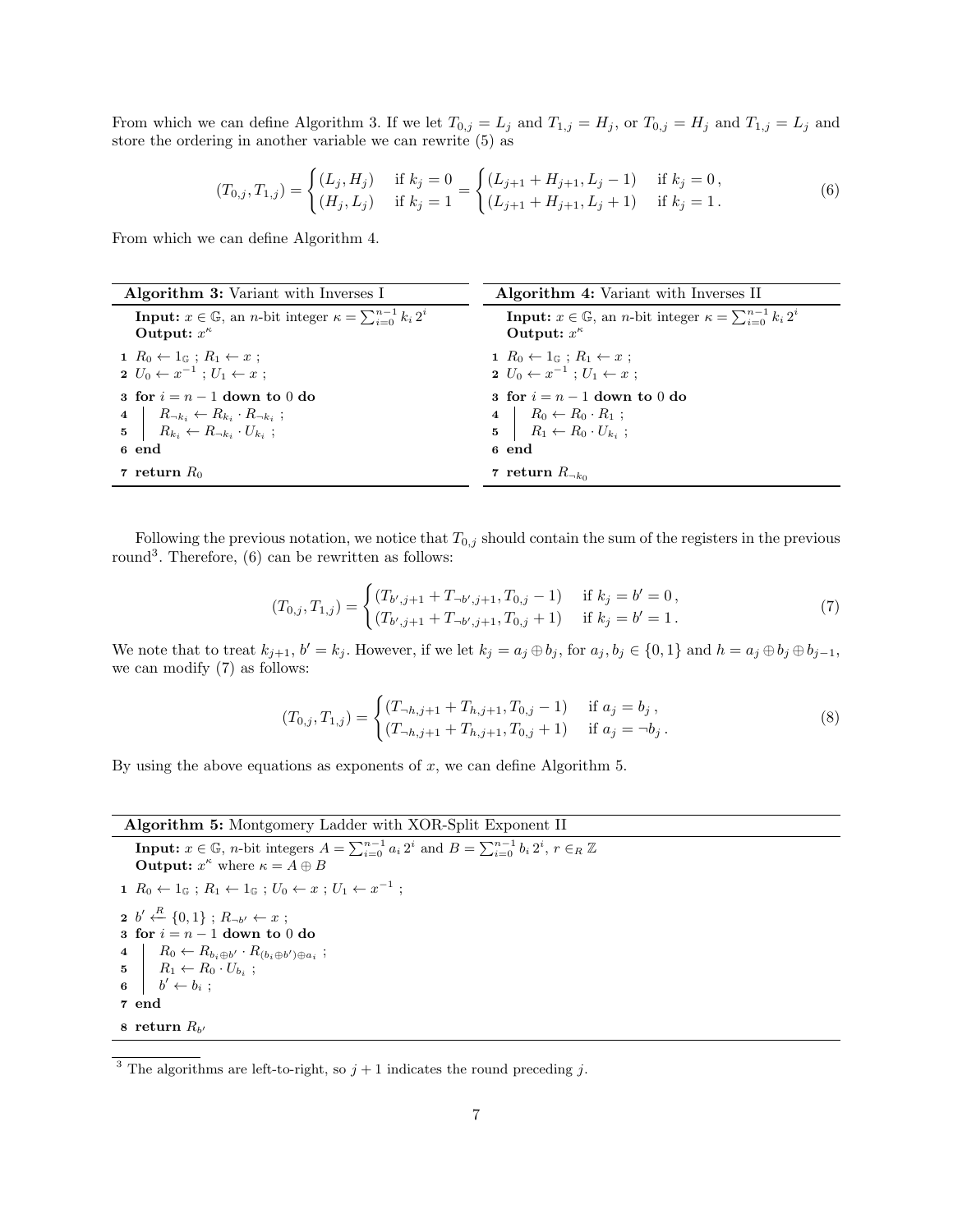From which we can define Algorithm 3. If we let $T_{0,j} = L_j$ and $T_{1,j} = H_j$, or $T_{0,j} = H_j$ and $T_{1,j} = L_j$ and store the ordering in another variable we can rewrite (5) as

$$(T_{0,j}, T_{1,j}) = \begin{cases} (L_j, H_j) & \text{if } k_j = 0 \\ (H_j, L_j) & \text{if } k_j = 1 \end{cases} = \begin{cases} (L_{j+1} + H_{j+1}, L_j - 1) & \text{if } k_j = 0\,, \\ (L_{j+1} + H_{j+1}, L_j + 1) & \text{if } k_j = 1\,. \end{cases} \tag{6}$$

From which we can define Algorithm 4.

**Algorithm 3:** Variant with Inverses I

**Input:** $x \in \mathbb{G}$, an $n$-bit integer $\kappa = \sum_{i=0}^{n-1} k_i\, 2^i$
**Output:** $x^\kappa$

```
1 R_0 ← 1_G ; R_1 ← x ;
2 U_0 ← x^{-1} ; U_1 ← x ;
3 for i = n − 1 down to 0 do
4     R_{¬k_i} ← R_{k_i} · R_{¬k_i} ;
5     R_{k_i} ← R_{¬k_i} · U_{k_i} ;
6 end
7 return R_0
```

**Algorithm 4:** Variant with Inverses II

**Input:** $x \in \mathbb{G}$, an $n$-bit integer $\kappa = \sum_{i=0}^{n-1} k_i\, 2^i$
**Output:** $x^\kappa$

```
1 R_0 ← 1_G ; R_1 ← x ;
2 U_0 ← x^{-1} ; U_1 ← x ;
3 for i = n − 1 down to 0 do
4     R_0 ← R_0 · R_1 ;
5     R_1 ← R_0 · U_{k_i} ;
6 end
7 return R_{¬k_0}
```

Following the previous notation, we notice that $T_{0,j}$ should contain the sum of the registers in the previous round[3]. Therefore, (6) can be rewritten as follows:

$$(T_{0,j}, T_{1,j}) = \begin{cases} (T_{b',j+1} + T_{\neg b',j+1}, T_{0,j} - 1) & \text{if } k_j = b' = 0\,, \\ (T_{b',j+1} + T_{\neg b',j+1}, T_{0,j} + 1) & \text{if } k_j = b' = 1\,. \end{cases} \tag{7}$$

We note that to treat $k_{j+1}$, $b' = k_j$. However, if we let $k_j = a_j \oplus b_j$, for $a_j, b_j \in \{0,1\}$ and $h = a_j \oplus b_j \oplus b_{j-1}$, we can modify (7) as follows:

$$(T_{0,j}, T_{1,j}) = \begin{cases} (T_{\neg h,j+1} + T_{h,j+1}, T_{0,j} - 1) & \text{if } a_j = b_j\,, \\ (T_{\neg h,j+1} + T_{h,j+1}, T_{0,j} + 1) & \text{if } a_j = \neg b_j\,. \end{cases} \tag{8}$$

By using the above equations as exponents of $x$, we can define Algorithm 5.

**Algorithm 5:** Montgomery Ladder with XOR-Split Exponent II

**Input:** $x \in \mathbb{G}$, $n$-bit integers $A = \sum_{i=0}^{n-1} a_i\, 2^i$ and $B = \sum_{i=0}^{n-1} b_i\, 2^i$, $r \in_R \mathbb{Z}$
**Output:** $x^\kappa$ where $\kappa = A \oplus B$

```
1 R_0 ← 1_G ; R_1 ← 1_G ; U_0 ← x ; U_1 ← x^{-1} ;
2 b' ←R {0,1} ; R_{¬b'} ← x ;
3 for i = n − 1 down to 0 do
4     R_0 ← R_{b_i ⊕ b'} · R_{(b_i ⊕ b') ⊕ a_i} ;
5     R_1 ← R_0 · U_{b_i} ;
6     b' ← b_i ;
7 end
8 return R_{b'}
```

[3] The algorithms are left-to-right, so $j + 1$ indicates the round preceding $j$.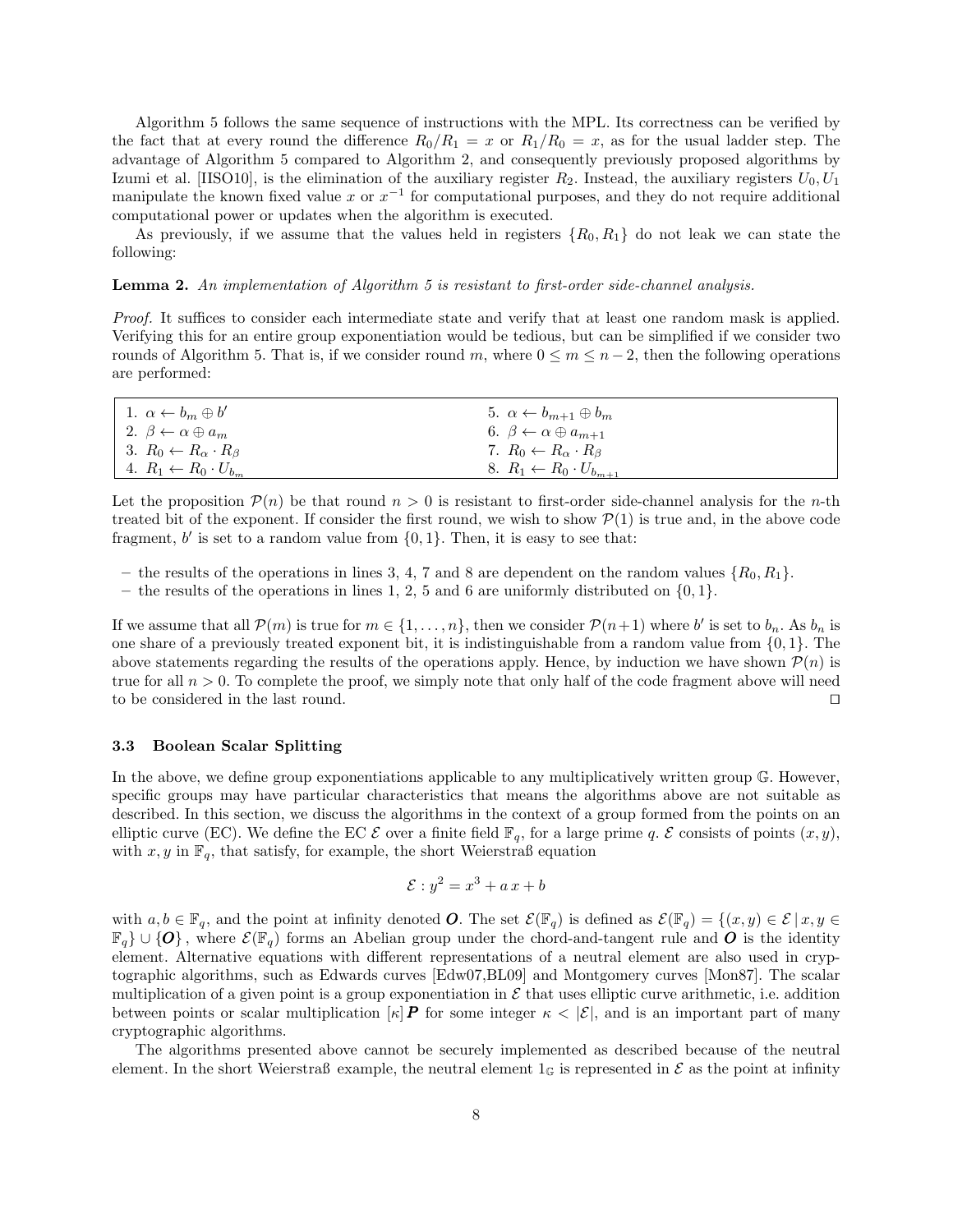Algorithm 5 follows the same sequence of instructions with the MPL. Its correctness can be verified by the fact that at every round the difference $R_0/R_1 = x$ or $R_1/R_0 = x$, as for the usual ladder step. The advantage of Algorithm 5 compared to Algorithm 2, and consequently previously proposed algorithms by Izumi et al. [IISO10], is the elimination of the auxiliary register $R_2$. Instead, the auxiliary registers $U_0, U_1$ manipulate the known fixed value $x$ or $x^{-1}$ for computational purposes, and they do not require additional computational power or updates when the algorithm is executed.

As previously, if we assume that the values held in registers $\{R_0, R_1\}$ do not leak we can state the following:

**Lemma 2.** *An implementation of Algorithm 5 is resistant to first-order side-channel analysis.*

*Proof.* It suffices to consider each intermediate state and verify that at least one random mask is applied. Verifying this for an entire group exponentiation would be tedious, but can be simplified if we consider two rounds of Algorithm 5. That is, if we consider round $m$, where $0 \leq m \leq n-2$, then the following operations are performed:

| | |
|---|---|
| 1. $\alpha \leftarrow b_m \oplus b'$ | 5. $\alpha \leftarrow b_{m+1} \oplus b_m$ |
| 2. $\beta \leftarrow \alpha \oplus a_m$ | 6. $\beta \leftarrow \alpha \oplus a_{m+1}$ |
| 3. $R_0 \leftarrow R_\alpha \cdot R_\beta$ | 7. $R_0 \leftarrow R_\alpha \cdot R_\beta$ |
| 4. $R_1 \leftarrow R_0 \cdot U_{b_m}$ | 8. $R_1 \leftarrow R_0 \cdot U_{b_{m+1}}$ |

Let the proposition $\mathcal{P}(n)$ be that round $n > 0$ is resistant to first-order side-channel analysis for the $n$-th treated bit of the exponent. If consider the first round, we wish to show $\mathcal{P}(1)$ is true and, in the above code fragment, $b'$ is set to a random value from $\{0, 1\}$. Then, it is easy to see that:

- the results of the operations in lines 3, 4, 7 and 8 are dependent on the random values $\{R_0, R_1\}$.
- the results of the operations in lines 1, 2, 5 and 6 are uniformly distributed on $\{0, 1\}$.

If we assume that all $\mathcal{P}(m)$ is true for $m \in \{1, \ldots, n\}$, then we consider $\mathcal{P}(n+1)$ where $b'$ is set to $b_n$. As $b_n$ is one share of a previously treated exponent bit, it is indistinguishable from a random value from $\{0, 1\}$. The above statements regarding the results of the operations apply. Hence, by induction we have shown $\mathcal{P}(n)$ is true for all $n > 0$. To complete the proof, we simply note that only half of the code fragment above will need to be considered in the last round. $\square$

### 3.3 Boolean Scalar Splitting

In the above, we define group exponentiations applicable to any multiplicatively written group $\mathbb{G}$. However, specific groups may have particular characteristics that means the algorithms above are not suitable as described. In this section, we discuss the algorithms in the context of a group formed from the points on an elliptic curve (EC). We define the EC $\mathcal{E}$ over a finite field $\mathbb{F}_q$, for a large prime $q$. $\mathcal{E}$ consists of points $(x, y)$, with $x, y$ in $\mathbb{F}_q$, that satisfy, for example, the short Weierstraß equation

$$\mathcal{E} : y^2 = x^3 + a\,x + b$$

with $a, b \in \mathbb{F}_q$, and the point at infinity denoted $\boldsymbol{O}$. The set $\mathcal{E}(\mathbb{F}_q)$ is defined as $\mathcal{E}(\mathbb{F}_q) = \{(x, y) \in \mathcal{E} \mid x, y \in \mathbb{F}_q\} \cup \{\boldsymbol{O}\}$, where $\mathcal{E}(\mathbb{F}_q)$ forms an Abelian group under the chord-and-tangent rule and $\boldsymbol{O}$ is the identity element. Alternative equations with different representations of a neutral element are also used in cryptographic algorithms, such as Edwards curves [Edw07,BL09] and Montgomery curves [Mon87]. The scalar multiplication of a given point is a group exponentiation in $\mathcal{E}$ that uses elliptic curve arithmetic, i.e. addition between points or scalar multiplication $[\kappa]\boldsymbol{P}$ for some integer $\kappa < |\mathcal{E}|$, and is an important part of many cryptographic algorithms.

The algorithms presented above cannot be securely implemented as described because of the neutral element. In the short Weierstraß example, the neutral element $1_{\mathbb{G}}$ is represented in $\mathcal{E}$ as the point at infinity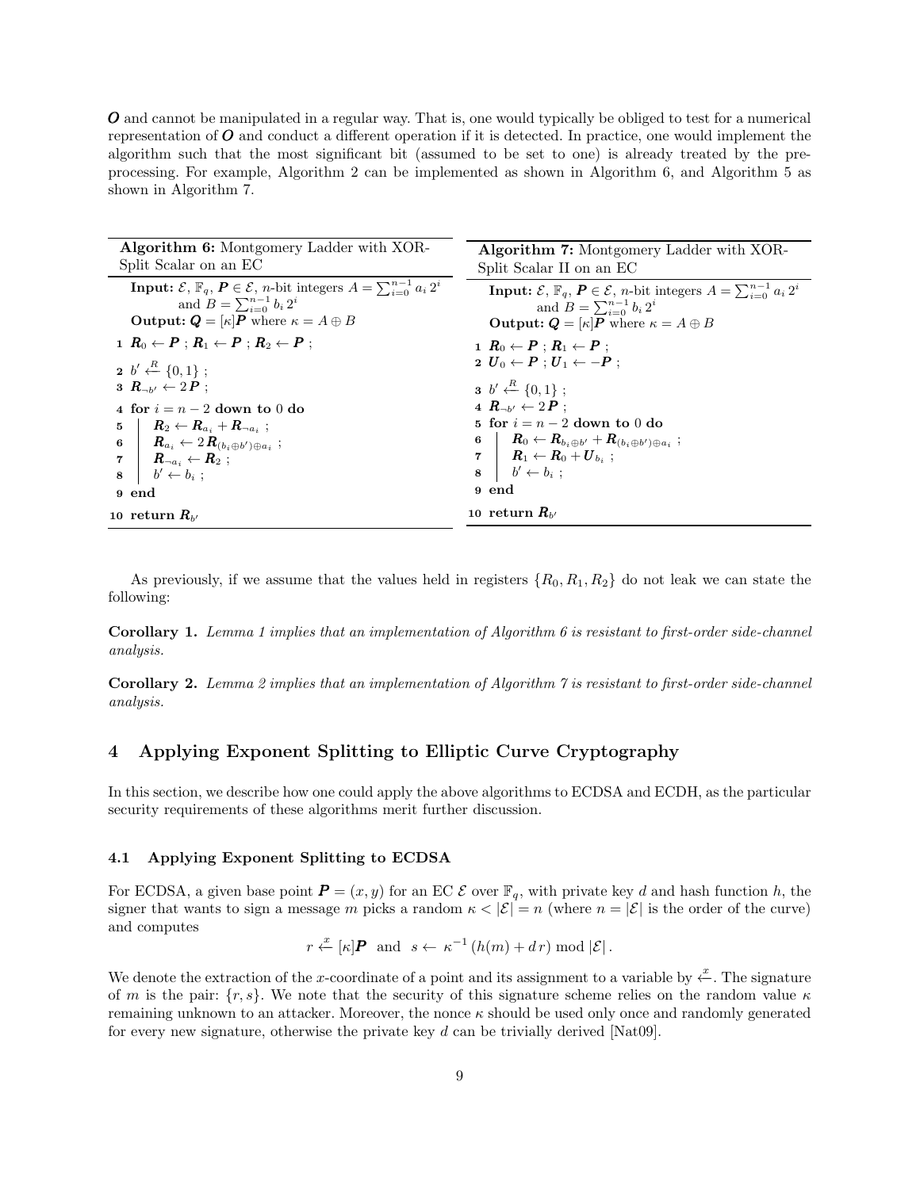$\boldsymbol{O}$ and cannot be manipulated in a regular way. That is, one would typically be obliged to test for a numerical representation of $\boldsymbol{O}$ and conduct a different operation if it is detected. In practice, one would implement the algorithm such that the most significant bit (assumed to be set to one) is already treated by the pre-processing. For example, Algorithm 2 can be implemented as shown in Algorithm 6, and Algorithm 5 as shown in Algorithm 7.

**Algorithm 6:** Montgomery Ladder with XOR-Split Scalar on an EC

```
Input: E, F_q, P ∈ E, n-bit integers A = Σ_{i=0}^{n-1} a_i 2^i
       and B = Σ_{i=0}^{n-1} b_i 2^i
Output: Q = [κ]P where κ = A ⊕ B
1  R_0 ← P ; R_1 ← P ; R_2 ← P ;
2  b' ←R {0,1} ;
3  R_{¬b'} ← 2P ;
4  for i = n − 2 down to 0 do
5  |   R_2 ← R_{a_i} + R_{¬a_i} ;
6  |   R_{a_i} ← 2 R_{(b_i⊕b')⊕a_i} ;
7  |   R_{¬a_i} ← R_2 ;
8  |   b' ← b_i ;
9  end
10 return R_{b'}
```

**Algorithm 7:** Montgomery Ladder with XOR-Split Scalar II on an EC

```
Input: E, F_q, P ∈ E, n-bit integers A = Σ_{i=0}^{n-1} a_i 2^i
       and B = Σ_{i=0}^{n-1} b_i 2^i
Output: Q = [κ]P where κ = A ⊕ B
1  R_0 ← P ; R_1 ← P ;
2  U_0 ← P ; U_1 ← −P ;
3  b' ←R {0,1} ;
4  R_{¬b'} ← 2P ;
5  for i = n − 2 down to 0 do
6  |   R_0 ← R_{b_i⊕b'} + R_{(b_i⊕b')⊕a_i} ;
7  |   R_1 ← R_0 + U_{b_i} ;
8  |   b' ← b_i ;
9  end
10 return R_{b'}
```

As previously, if we assume that the values held in registers $\{R_0, R_1, R_2\}$ do not leak we can state the following:

**Corollary 1.** *Lemma 1 implies that an implementation of Algorithm 6 is resistant to first-order side-channel analysis.*

**Corollary 2.** *Lemma 2 implies that an implementation of Algorithm 7 is resistant to first-order side-channel analysis.*

## 4 Applying Exponent Splitting to Elliptic Curve Cryptography

In this section, we describe how one could apply the above algorithms to ECDSA and ECDH, as the particular security requirements of these algorithms merit further discussion.

### 4.1 Applying Exponent Splitting to ECDSA

For ECDSA, a given base point $\boldsymbol{P} = (x, y)$ for an EC $\mathcal{E}$ over $\mathbb{F}_q$, with private key $d$ and hash function $h$, the signer that wants to sign a message $m$ picks a random $\kappa < |\mathcal{E}| = n$ (where $n = |\mathcal{E}|$ is the order of the curve) and computes

$$r \xleftarrow{x} [\kappa]\boldsymbol{P} \quad \text{and} \quad s \leftarrow \kappa^{-1}\left(h(m) + d\, r\right) \bmod |\mathcal{E}| \, .$$

We denote the extraction of the $x$-coordinate of a point and its assignment to a variable by $\xleftarrow{x}$. The signature of $m$ is the pair: $\{r, s\}$. We note that the security of this signature scheme relies on the random value $\kappa$ remaining unknown to an attacker. Moreover, the nonce $\kappa$ should be used only once and randomly generated for every new signature, otherwise the private key $d$ can be trivially derived [Nat09].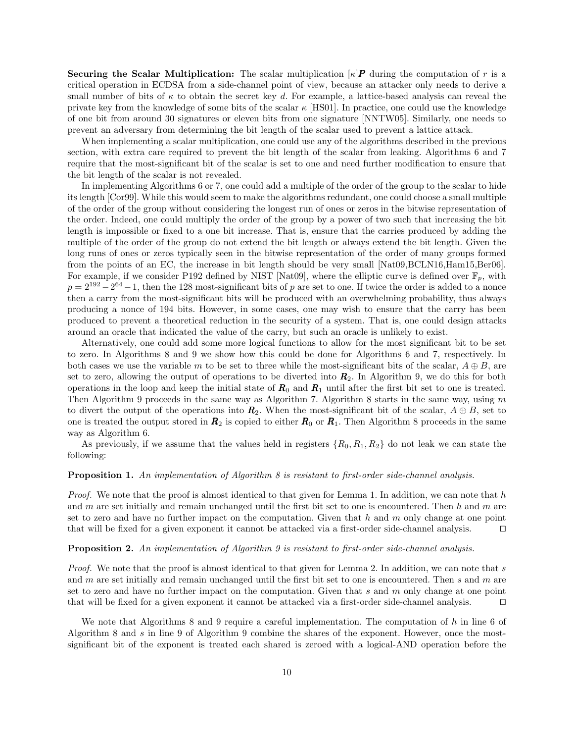**Securing the Scalar Multiplication:** The scalar multiplication $[\kappa]\boldsymbol{P}$ during the computation of $r$ is a critical operation in ECDSA from a side-channel point of view, because an attacker only needs to derive a small number of bits of $\kappa$ to obtain the secret key $d$. For example, a lattice-based analysis can reveal the private key from the knowledge of some bits of the scalar $\kappa$ [HS01]. In practice, one could use the knowledge of one bit from around 30 signatures or eleven bits from one signature [NNTW05]. Similarly, one needs to prevent an adversary from determining the bit length of the scalar used to prevent a lattice attack.

When implementing a scalar multiplication, one could use any of the algorithms described in the previous section, with extra care required to prevent the bit length of the scalar from leaking. Algorithms 6 and 7 require that the most-significant bit of the scalar is set to one and need further modification to ensure that the bit length of the scalar is not revealed.

In implementing Algorithms 6 or 7, one could add a multiple of the order of the group to the scalar to hide its length [Cor99]. While this would seem to make the algorithms redundant, one could choose a small multiple of the order of the group without considering the longest run of ones or zeros in the bitwise representation of the order. Indeed, one could multiply the order of the group by a power of two such that increasing the bit length is impossible or fixed to a one bit increase. That is, ensure that the carries produced by adding the multiple of the order of the group do not extend the bit length or always extend the bit length. Given the long runs of ones or zeros typically seen in the bitwise representation of the order of many groups formed from the points of an EC, the increase in bit length should be very small [Nat09,BCLN16,Ham15,Ber06]. For example, if we consider P192 defined by NIST [Nat09], where the elliptic curve is defined over $\mathbb{F}_p$, with $p = 2^{192} - 2^{64} - 1$, then the 128 most-significant bits of $p$ are set to one. If twice the order is added to a nonce then a carry from the most-significant bits will be produced with an overwhelming probability, thus always producing a nonce of 194 bits. However, in some cases, one may wish to ensure that the carry has been produced to prevent a theoretical reduction in the security of a system. That is, one could design attacks around an oracle that indicated the value of the carry, but such an oracle is unlikely to exist.

Alternatively, one could add some more logical functions to allow for the most significant bit to be set to zero. In Algorithms 8 and 9 we show how this could be done for Algorithms 6 and 7, respectively. In both cases we use the variable $m$ to be set to three while the most-significant bits of the scalar, $A \oplus B$, are set to zero, allowing the output of operations to be diverted into $\boldsymbol{R}_2$. In Algorithm 9, we do this for both operations in the loop and keep the initial state of $\boldsymbol{R}_0$ and $\boldsymbol{R}_1$ until after the first bit set to one is treated. Then Algorithm 9 proceeds in the same way as Algorithm 7. Algorithm 8 starts in the same way, using $m$ to divert the output of the operations into $\boldsymbol{R}_2$. When the most-significant bit of the scalar, $A \oplus B$, set to one is treated the output stored in $\boldsymbol{R}_2$ is copied to either $\boldsymbol{R}_0$ or $\boldsymbol{R}_1$. Then Algorithm 8 proceeds in the same way as Algorithm 6.

As previously, if we assume that the values held in registers $\{R_0, R_1, R_2\}$ do not leak we can state the following:

**Proposition 1.** *An implementation of Algorithm 8 is resistant to first-order side-channel analysis.*

*Proof.* We note that the proof is almost identical to that given for Lemma 1. In addition, we can note that $h$ and $m$ are set initially and remain unchanged until the first bit set to one is encountered. Then $h$ and $m$ are set to zero and have no further impact on the computation. Given that $h$ and $m$ only change at one point that will be fixed for a given exponent it cannot be attacked via a first-order side-channel analysis. ◻

**Proposition 2.** *An implementation of Algorithm 9 is resistant to first-order side-channel analysis.*

*Proof.* We note that the proof is almost identical to that given for Lemma 2. In addition, we can note that $s$ and $m$ are set initially and remain unchanged until the first bit set to one is encountered. Then $s$ and $m$ are set to zero and have no further impact on the computation. Given that $s$ and $m$ only change at one point that will be fixed for a given exponent it cannot be attacked via a first-order side-channel analysis. ◻

We note that Algorithms 8 and 9 require a careful implementation. The computation of $h$ in line 6 of Algorithm 8 and $s$ in line 9 of Algorithm 9 combine the shares of the exponent. However, once the most-significant bit of the exponent is treated each shared is zeroed with a logical-AND operation before the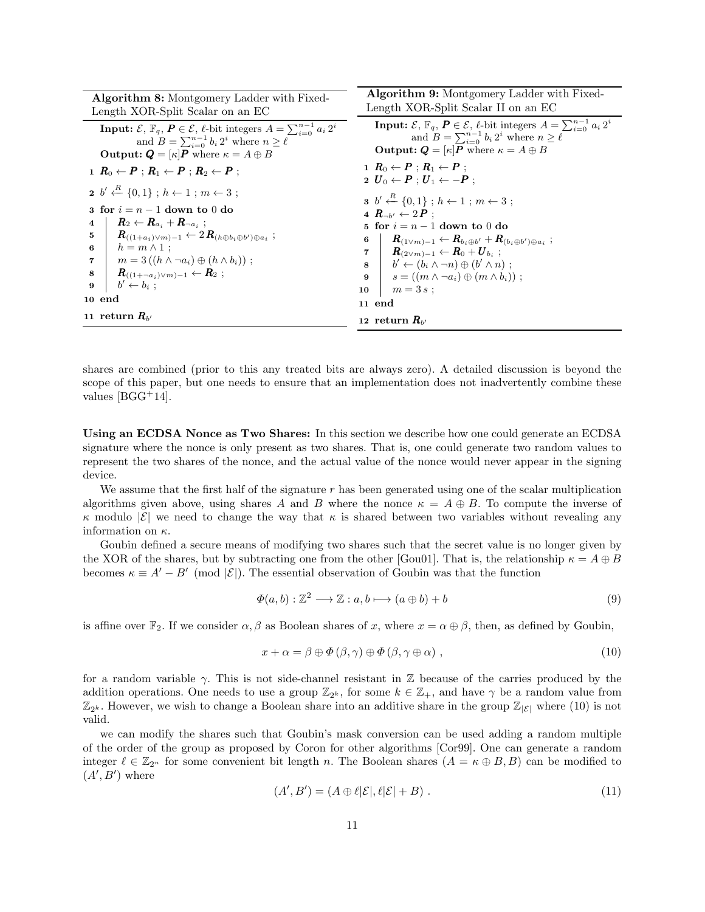**Algorithm 8:** Montgomery Ladder with Fixed-Length XOR-Split Scalar on an EC

**Input:** $\mathcal{E}$, $\mathbb{F}_q$, $\boldsymbol{P} \in \mathcal{E}$, $\ell$-bit integers $A = \sum_{i=0}^{n-1} a_i\, 2^i$ and $B = \sum_{i=0}^{n-1} b_i\, 2^i$ where $n \geq \ell$
**Output:** $\boldsymbol{Q} = [\kappa]\boldsymbol{P}$ where $\kappa = A \oplus B$

```
1  R_0 ← P ; R_1 ← P ; R_2 ← P ;
2  b' ←R {0,1} ; h ← 1 ; m ← 3 ;
3  for i = n−1 down to 0 do
4      R_2 ← R_{a_i} + R_{¬a_i} ;
5      R_{((1+a_i)∨m)−1} ← 2 R_{(h⊕b_i⊕b')⊕a_i} ;
6      h = m ∧ 1 ;
7      m = 3((h ∧ ¬a_i) ⊕ (h ∧ b_i)) ;
8      R_{((1+¬a_i)∨m)−1} ← R_2 ;
9      b' ← b_i ;
10 end
11 return R_{b'}
```

**Algorithm 9:** Montgomery Ladder with Fixed-Length XOR-Split Scalar II on an EC

**Input:** $\mathcal{E}$, $\mathbb{F}_q$, $\boldsymbol{P} \in \mathcal{E}$, $\ell$-bit integers $A = \sum_{i=0}^{n-1} a_i\, 2^i$ and $B = \sum_{i=0}^{n-1} b_i\, 2^i$ where $n \geq \ell$
**Output:** $\boldsymbol{Q} = [\kappa]\boldsymbol{P}$ where $\kappa = A \oplus B$

```
1  R_0 ← P ; R_1 ← P ;
2  U_0 ← P ; U_1 ← −P ;
3  b' ←R {0,1} ; h ← 1 ; m ← 3 ;
4  R_{¬b'} ← 2P ;
5  for i = n−1 down to 0 do
6      R_{(1∨m)−1} ← R_{b_i⊕b'} + R_{(b_i⊕b')⊕a_i} ;
7      R_{(2∨m)−1} ← R_0 + U_{b_i} ;
8      b' ← (b_i ∧ ¬n) ⊕ (b' ∧ n) ;
9      s = ((m ∧ ¬a_i) ⊕ (m ∧ b_i)) ;
10     m = 3 s ;
11 end
12 return R_{b'}
```

shares are combined (prior to this any treated bits are always zero). A detailed discussion is beyond the scope of this paper, but one needs to ensure that an implementation does not inadvertently combine these values [BGG+14].

**Using an ECDSA Nonce as Two Shares:** In this section we describe how one could generate an ECDSA signature where the nonce is only present as two shares. That is, one could generate two random values to represent the two shares of the nonce, and the actual value of the nonce would never appear in the signing device.

We assume that the first half of the signature $r$ has been generated using one of the scalar multiplication algorithms given above, using shares $A$ and $B$ where the nonce $\kappa = A \oplus B$. To compute the inverse of $\kappa$ modulo $|\mathcal{E}|$ we need to change the way that $\kappa$ is shared between two variables without revealing any information on $\kappa$.

Goubin defined a secure means of modifying two shares such that the secret value is no longer given by the XOR of the shares, but by subtracting one from the other [Gou01]. That is, the relationship $\kappa = A \oplus B$ becomes $\kappa \equiv A' - B' \pmod{|\mathcal{E}|}$. The essential observation of Goubin was that the function

$$\Phi(a, b) : \mathbb{Z}^2 \longrightarrow \mathbb{Z} : a, b \longmapsto (a \oplus b) + b \tag{9}$$

is affine over $\mathbb{F}_2$. If we consider $\alpha, \beta$ as Boolean shares of $x$, where $x = \alpha \oplus \beta$, then, as defined by Goubin,

$$x + \alpha = \beta \oplus \Phi(\beta, \gamma) \oplus \Phi(\beta, \gamma \oplus \alpha)\ , \tag{10}$$

for a random variable $\gamma$. This is not side-channel resistant in $\mathbb{Z}$ because of the carries produced by the addition operations. One needs to use a group $\mathbb{Z}_{2^k}$, for some $k \in \mathbb{Z}_+$, and have $\gamma$ be a random value from $\mathbb{Z}_{2^k}$. However, we wish to change a Boolean share into an additive share in the group $\mathbb{Z}_{|\mathcal{E}|}$ where (10) is not valid.

we can modify the shares such that Goubin's mask conversion can be used adding a random multiple of the order of the group as proposed by Coron for other algorithms [Cor99]. One can generate a random integer $\ell \in \mathbb{Z}_{2^n}$ for some convenient bit length $n$. The Boolean shares $(A = \kappa \oplus B, B)$ can be modified to $(A', B')$ where

$$(A', B') = (A \oplus \ell|\mathcal{E}|, \ell|\mathcal{E}| + B)\ . \tag{11}$$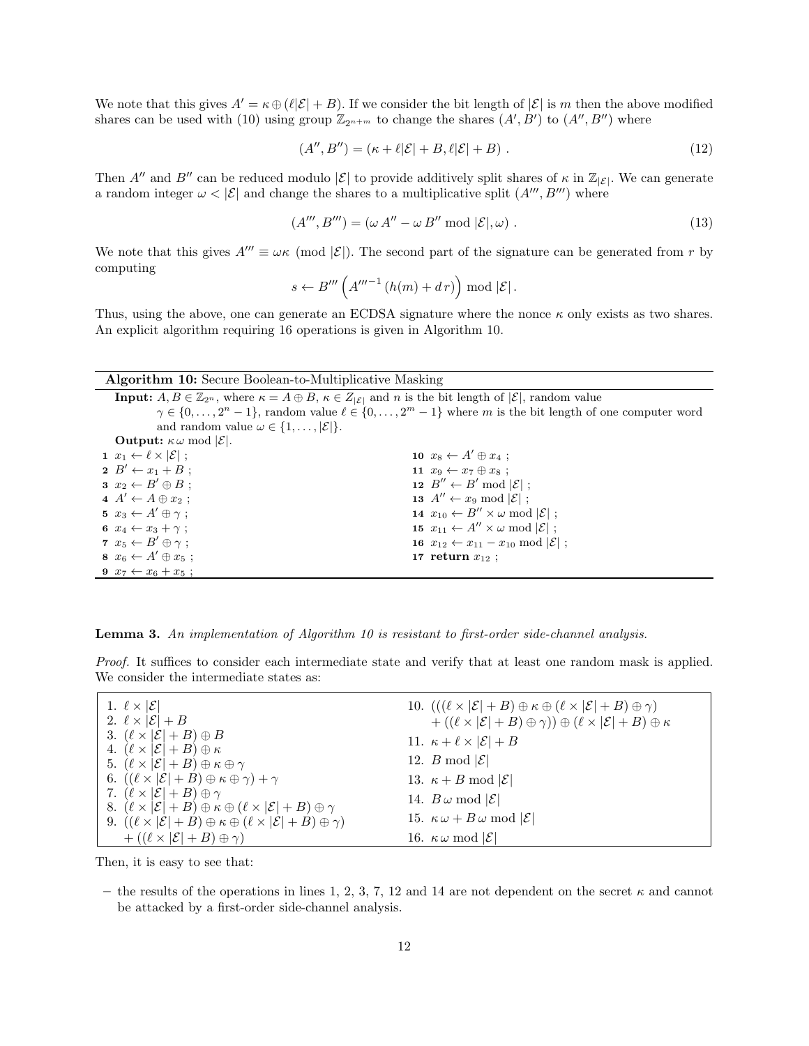We note that this gives $A' = \kappa \oplus (\ell|\mathcal{E}| + B)$. If we consider the bit length of $|\mathcal{E}|$ is $m$ then the above modified shares can be used with (10) using group $\mathbb{Z}_{2^{n+m}}$ to change the shares $(A', B')$ to $(A'', B'')$ where

$$(A'', B'') = (\kappa + \ell|\mathcal{E}| + B, \ell|\mathcal{E}| + B) \ . \tag{12}$$

Then $A''$ and $B''$ can be reduced modulo $|\mathcal{E}|$ to provide additively split shares of $\kappa$ in $\mathbb{Z}_{|\mathcal{E}|}$. We can generate a random integer $\omega < |\mathcal{E}|$ and change the shares to a multiplicative split $(A''', B''')$ where

$$(A''', B''') = (\omega\, A'' - \omega\, B'' \bmod |\mathcal{E}|, \omega) \ . \tag{13}$$

We note that this gives $A''' \equiv \omega\kappa \pmod{|\mathcal{E}|}$. The second part of the signature can be generated from $r$ by computing

$$s \leftarrow B''' \left( A'''^{-1} \left( h(m) + d\, r \right) \right) \bmod |\mathcal{E}| \, .$$

Thus, using the above, one can generate an ECDSA signature where the nonce $\kappa$ only exists as two shares. An explicit algorithm requiring 16 operations is given in Algorithm 10.

**Algorithm 10:** Secure Boolean-to-Multiplicative Masking

**Input:** $A, B \in \mathbb{Z}_{2^n}$, where $\kappa = A \oplus B$, $\kappa \in Z_{|\mathcal{E}|}$ and $n$ is the bit length of $|\mathcal{E}|$, random value $\gamma \in \{0, \ldots, 2^n - 1\}$, random value $\ell \in \{0, \ldots, 2^m - 1\}$ where $m$ is the bit length of one computer word and random value $\omega \in \{1, \ldots, |\mathcal{E}|\}$.

**Output:** $\kappa\,\omega \bmod |\mathcal{E}|$.

1. $x_1 \leftarrow \ell \times |\mathcal{E}|$ ;
2. $B' \leftarrow x_1 + B$ ;
3. $x_2 \leftarrow B' \oplus B$ ;
4. $A' \leftarrow A \oplus x_2$ ;
5. $x_3 \leftarrow A' \oplus \gamma$ ;
6. $x_4 \leftarrow x_3 + \gamma$ ;
7. $x_5 \leftarrow B' \oplus \gamma$ ;
8. $x_6 \leftarrow A' \oplus x_5$ ;
9. $x_7 \leftarrow x_6 + x_5$ ;
10. $x_8 \leftarrow A' \oplus x_4$ ;
11. $x_9 \leftarrow x_7 \oplus x_8$ ;
12. $B'' \leftarrow B' \bmod |\mathcal{E}|$ ;
13. $A'' \leftarrow x_9 \bmod |\mathcal{E}|$ ;
14. $x_{10} \leftarrow B'' \times \omega \bmod |\mathcal{E}|$ ;
15. $x_{11} \leftarrow A'' \times \omega \bmod |\mathcal{E}|$ ;
16. $x_{12} \leftarrow x_{11} - x_{10} \bmod |\mathcal{E}|$ ;
17. **return** $x_{12}$ ;

**Lemma 3.** *An implementation of Algorithm 10 is resistant to first-order side-channel analysis.*

*Proof.* It suffices to consider each intermediate state and verify that at least one random mask is applied. We consider the intermediate states as:

1. $\ell \times |\mathcal{E}|$
2. $\ell \times |\mathcal{E}| + B$
3. $(\ell \times |\mathcal{E}| + B) \oplus B$
4. $(\ell \times |\mathcal{E}| + B) \oplus \kappa$
5. $(\ell \times |\mathcal{E}| + B) \oplus \kappa \oplus \gamma$
6. $((\ell \times |\mathcal{E}| + B) \oplus \kappa \oplus \gamma) + \gamma$
7. $(\ell \times |\mathcal{E}| + B) \oplus \gamma$
8. $(\ell \times |\mathcal{E}| + B) \oplus \kappa \oplus (\ell \times |\mathcal{E}| + B) \oplus \gamma$
9. $((\ell \times |\mathcal{E}| + B) \oplus \kappa \oplus (\ell \times |\mathcal{E}| + B) \oplus \gamma) + ((\ell \times |\mathcal{E}| + B) \oplus \gamma)$
10. $(((\ell \times |\mathcal{E}| + B) \oplus \kappa \oplus (\ell \times |\mathcal{E}| + B) \oplus \gamma) + ((\ell \times |\mathcal{E}| + B) \oplus \gamma)) \oplus (\ell \times |\mathcal{E}| + B) \oplus \kappa$
11. $\kappa + \ell \times |\mathcal{E}| + B$
12. $B \bmod |\mathcal{E}|$
13. $\kappa + B \bmod |\mathcal{E}|$
14. $B\,\omega \bmod |\mathcal{E}|$
15. $\kappa\,\omega + B\,\omega \bmod |\mathcal{E}|$
16. $\kappa\,\omega \bmod |\mathcal{E}|$

Then, it is easy to see that:

– the results of the operations in lines 1, 2, 3, 7, 12 and 14 are not dependent on the secret $\kappa$ and cannot be attacked by a first-order side-channel analysis.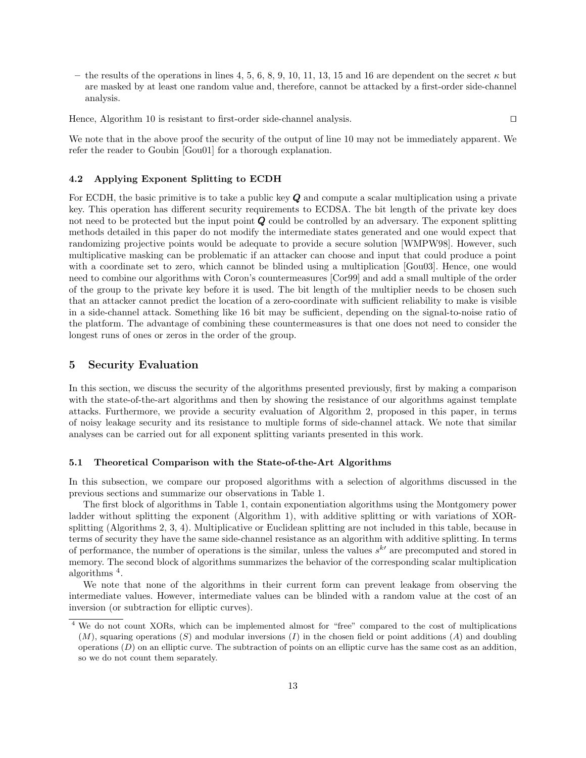– the results of the operations in lines 4, 5, 6, 8, 9, 10, 11, 13, 15 and 16 are dependent on the secret $\kappa$ but are masked by at least one random value and, therefore, cannot be attacked by a first-order side-channel analysis.

Hence, Algorithm 10 is resistant to first-order side-channel analysis. □

We note that in the above proof the security of the output of line 10 may not be immediately apparent. We refer the reader to Goubin [Gou01] for a thorough explanation.

### 4.2 Applying Exponent Splitting to ECDH

For ECDH, the basic primitive is to take a public key $\boldsymbol{Q}$ and compute a scalar multiplication using a private key. This operation has different security requirements to ECDSA. The bit length of the private key does not need to be protected but the input point $\boldsymbol{Q}$ could be controlled by an adversary. The exponent splitting methods detailed in this paper do not modify the intermediate states generated and one would expect that randomizing projective points would be adequate to provide a secure solution [WMPW98]. However, such multiplicative masking can be problematic if an attacker can choose and input that could produce a point with a coordinate set to zero, which cannot be blinded using a multiplication [Gou03]. Hence, one would need to combine our algorithms with Coron's countermeasures [Cor99] and add a small multiple of the order of the group to the private key before it is used. The bit length of the multiplier needs to be chosen such that an attacker cannot predict the location of a zero-coordinate with sufficient reliability to make is visible in a side-channel attack. Something like 16 bit may be sufficient, depending on the signal-to-noise ratio of the platform. The advantage of combining these countermeasures is that one does not need to consider the longest runs of ones or zeros in the order of the group.

## 5 Security Evaluation

In this section, we discuss the security of the algorithms presented previously, first by making a comparison with the state-of-the-art algorithms and then by showing the resistance of our algorithms against template attacks. Furthermore, we provide a security evaluation of Algorithm 2, proposed in this paper, in terms of noisy leakage security and its resistance to multiple forms of side-channel attack. We note that similar analyses can be carried out for all exponent splitting variants presented in this work.

### 5.1 Theoretical Comparison with the State-of-the-Art Algorithms

In this subsection, we compare our proposed algorithms with a selection of algorithms discussed in the previous sections and summarize our observations in Table 1.

The first block of algorithms in Table 1, contain exponentiation algorithms using the Montgomery power ladder without splitting the exponent (Algorithm 1), with additive splitting or with variations of XOR-splitting (Algorithms 2, 3, 4). Multiplicative or Euclidean splitting are not included in this table, because in terms of security they have the same side-channel resistance as an algorithm with additive splitting. In terms of performance, the number of operations is the similar, unless the values $s^{k\prime}$ are precomputed and stored in memory. The second block of algorithms summarizes the behavior of the corresponding scalar multiplication algorithms [4].

We note that none of the algorithms in their current form can prevent leakage from observing the intermediate values. However, intermediate values can be blinded with a random value at the cost of an inversion (or subtraction for elliptic curves).

[4] We do not count XORs, which can be implemented almost for "free" compared to the cost of multiplications ($M$), squaring operations ($S$) and modular inversions ($I$) in the chosen field or point additions ($A$) and doubling operations ($D$) on an elliptic curve. The subtraction of points on an elliptic curve has the same cost as an addition, so we do not count them separately.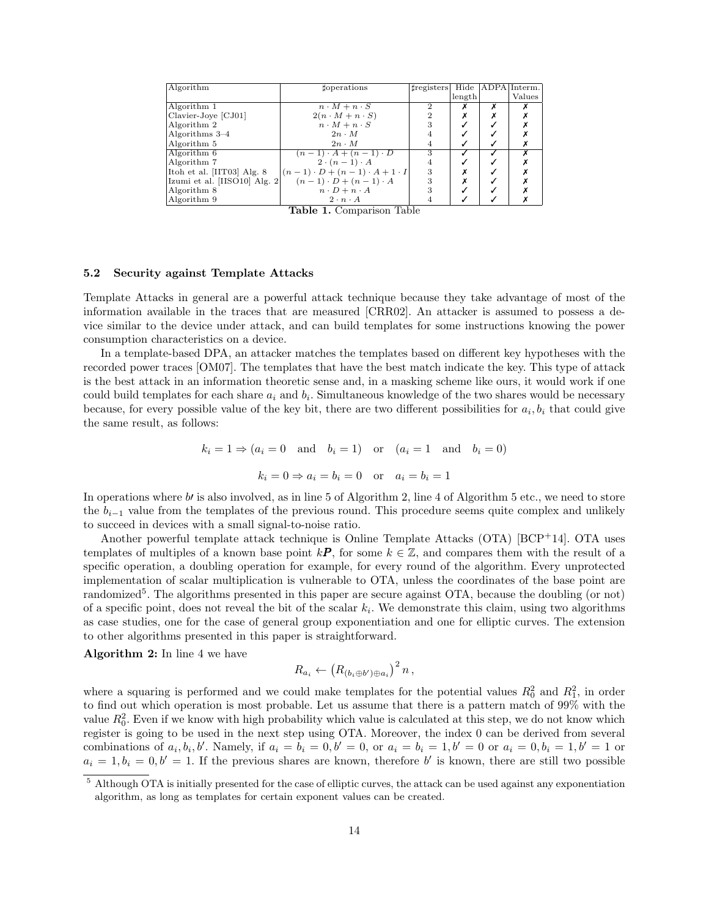| Algorithm | ♯operations | ♯registers | Hide length | ADPA | Interm. Values |
|---|---|---|---|---|---|
| Algorithm 1 | $n \cdot M + n \cdot S$ | 2 | ✗ | ✗ | ✗ |
| Clavier-Joye [CJ01] | $2(n \cdot M + n \cdot S)$ | 2 | ✗ | ✗ | ✗ |
| Algorithm 2 | $n \cdot M + n \cdot S$ | 3 | ✓ | ✓ | ✗ |
| Algorithms 3–4 | $2n \cdot M$ | 4 | ✓ | ✓ | ✗ |
| Algorithm 5 | $2n \cdot M$ | 4 | ✓ | ✓ | ✗ |
| Algorithm 6 | $(n-1) \cdot A + (n-1) \cdot D$ | 3 | ✓ | ✓ | ✗ |
| Algorithm 7 | $2 \cdot (n-1) \cdot A$ | 4 | ✓ | ✓ | ✗ |
| Itoh et al. [IIT03] Alg. 8 | $(n-1) \cdot D + (n-1) \cdot A + 1 \cdot I$ | 3 | ✗ | ✓ | ✗ |
| Izumi et al. [IISO10] Alg. 2 | $(n-1) \cdot D + (n-1) \cdot A$ | 3 | ✗ | ✓ | ✗ |
| Algorithm 8 | $n \cdot D + n \cdot A$ | 3 | ✓ | ✓ | ✗ |
| Algorithm 9 | $2 \cdot n \cdot A$ | 4 | ✓ | ✓ | ✗ |

**Table 1.** Comparison Table

### 5.2 Security against Template Attacks

Template Attacks in general are a powerful attack technique because they take advantage of most of the information available in the traces that are measured [CRR02]. An attacker is assumed to possess a device similar to the device under attack, and can build templates for some instructions knowing the power consumption characteristics on a device.

In a template-based DPA, an attacker matches the templates based on different key hypotheses with the recorded power traces [OM07]. The templates that have the best match indicate the key. This type of attack is the best attack in an information theoretic sense and, in a masking scheme like ours, it would work if one could build templates for each share $a_i$ and $b_i$. Simultaneous knowledge of the two shares would be necessary because, for every possible value of the key bit, there are two different possibilities for $a_i, b_i$ that could give the same result, as follows:

$$k_i = 1 \Rightarrow (a_i = 0 \quad \text{and} \quad b_i = 1) \quad \text{or} \quad (a_i = 1 \quad \text{and} \quad b_i = 0)$$

$$k_i = 0 \Rightarrow a_i = b_i = 0 \quad \text{or} \quad a_i = b_i = 1$$

In operations where $b'$ is also involved, as in line 5 of Algorithm 2, line 4 of Algorithm 5 etc., we need to store the $b_{i-1}$ value from the templates of the previous round. This procedure seems quite complex and unlikely to succeed in devices with a small signal-to-noise ratio.

Another powerful template attack technique is Online Template Attacks (OTA) [BCP+14]. OTA uses templates of multiples of a known base point $k\boldsymbol{P}$, for some $k \in \mathbb{Z}$, and compares them with the result of a specific operation, a doubling operation for example, for every round of the algorithm. Every unprotected implementation of scalar multiplication is vulnerable to OTA, unless the coordinates of the base point are randomized[5]. The algorithms presented in this paper are secure against OTA, because the doubling (or not) of a specific point, does not reveal the bit of the scalar $k_i$. We demonstrate this claim, using two algorithms as case studies, one for the case of general group exponentiation and one for elliptic curves. The extension to other algorithms presented in this paper is straightforward.

**Algorithm 2:** In line 4 we have

$$R_{a_i} \leftarrow \left(R_{(b_i \oplus b') \oplus a_i}\right)^2 n\,,$$

where a squaring is performed and we could make templates for the potential values $R_0^2$ and $R_1^2$, in order to find out which operation is most probable. Let us assume that there is a pattern match of 99% with the value $R_0^2$. Even if we know with high probability which value is calculated at this step, we do not know which register is going to be used in the next step using OTA. Moreover, the index 0 can be derived from several combinations of $a_i, b_i, b'$. Namely, if $a_i = b_i = 0, b' = 0$, or $a_i = b_i = 1, b' = 0$ or $a_i = 0, b_i = 1, b' = 1$ or $a_i = 1, b_i = 0, b' = 1$. If the previous shares are known, therefore $b'$ is known, there are still two possible

[5] Although OTA is initially presented for the case of elliptic curves, the attack can be used against any exponentiation algorithm, as long as templates for certain exponent values can be created.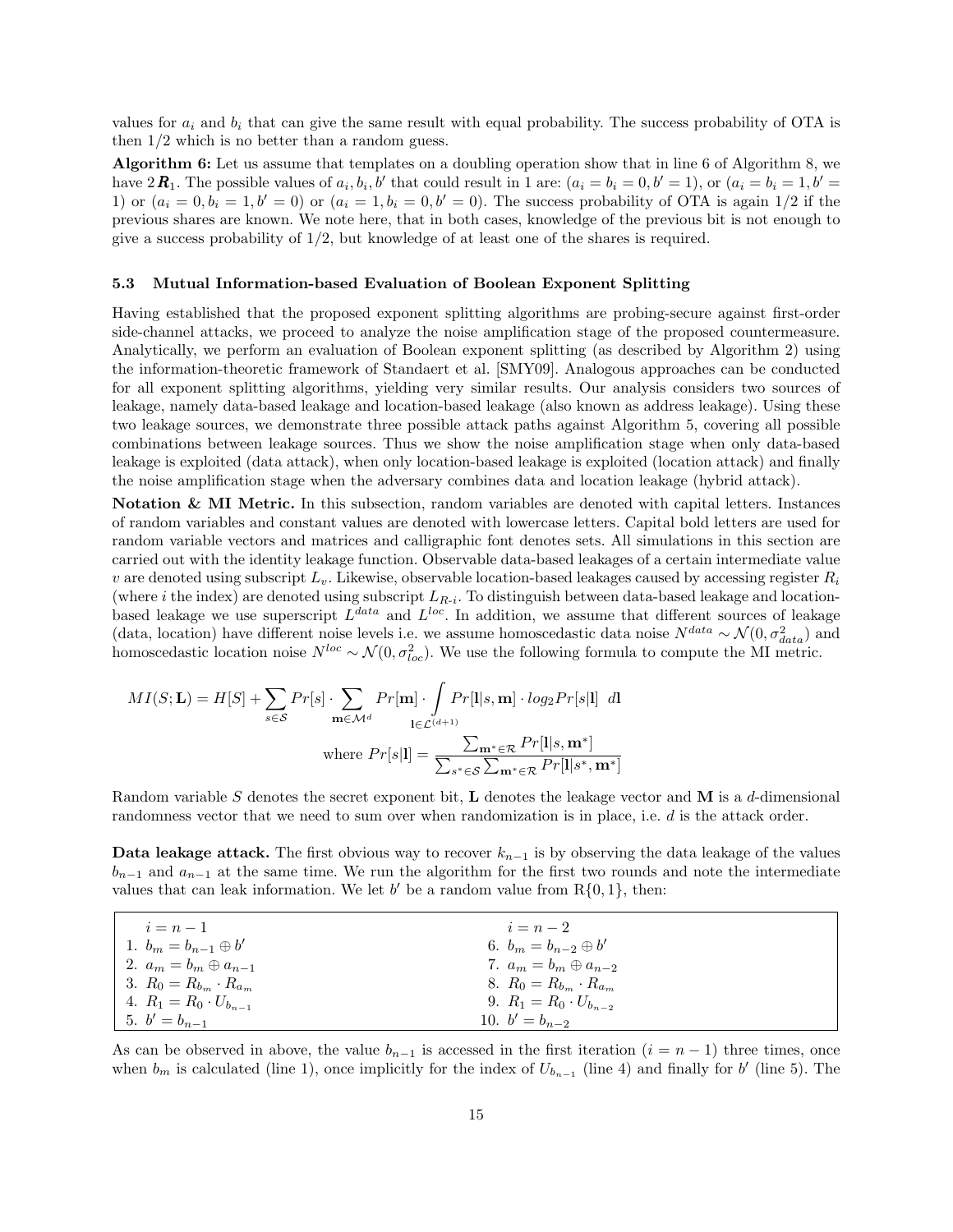values for $a_i$ and $b_i$ that can give the same result with equal probability. The success probability of OTA is then 1/2 which is no better than a random guess.

**Algorithm 6:** Let us assume that templates on a doubling operation show that in line 6 of Algorithm 8, we have $2\,\boldsymbol{R}_1$. The possible values of $a_i, b_i, b'$ that could result in 1 are: $(a_i = b_i = 0, b' = 1)$, or $(a_i = b_i = 1, b' = 1)$ or $(a_i = 0, b_i = 1, b' = 0)$ or $(a_i = 1, b_i = 0, b' = 0)$. The success probability of OTA is again 1/2 if the previous shares are known. We note here, that in both cases, knowledge of the previous bit is not enough to give a success probability of 1/2, but knowledge of at least one of the shares is required.

### 5.3 Mutual Information-based Evaluation of Boolean Exponent Splitting

Having established that the proposed exponent splitting algorithms are probing-secure against first-order side-channel attacks, we proceed to analyze the noise amplification stage of the proposed countermeasure. Analytically, we perform an evaluation of Boolean exponent splitting (as described by Algorithm 2) using the information-theoretic framework of Standaert et al. [SMY09]. Analogous approaches can be conducted for all exponent splitting algorithms, yielding very similar results. Our analysis considers two sources of leakage, namely data-based leakage and location-based leakage (also known as address leakage). Using these two leakage sources, we demonstrate three possible attack paths against Algorithm 5, covering all possible combinations between leakage sources. Thus we show the noise amplification stage when only data-based leakage is exploited (data attack), when only location-based leakage is exploited (location attack) and finally the noise amplification stage when the adversary combines data and location leakage (hybrid attack).

**Notation & MI Metric.** In this subsection, random variables are denoted with capital letters. Instances of random variables and constant values are denoted with lowercase letters. Capital bold letters are used for random variable vectors and matrices and calligraphic font denotes sets. All simulations in this section are carried out with the identity leakage function. Observable data-based leakages of a certain intermediate value $v$ are denoted using subscript $L_v$. Likewise, observable location-based leakages caused by accessing register $R_i$ (where $i$ the index) are denoted using subscript $L_{R\text{-}i}$. To distinguish between data-based leakage and location-based leakage we use superscript $L^{data}$ and $L^{loc}$. In addition, we assume that different sources of leakage (data, location) have different noise levels i.e. we assume homoscedastic data noise $N^{data} \sim \mathcal{N}(0, \sigma^2_{data})$ and homoscedastic location noise $N^{loc} \sim \mathcal{N}(0, \sigma^2_{loc})$. We use the following formula to compute the MI metric.

$$MI(S; \mathbf{L}) = H[S] + \sum_{s \in \mathcal{S}} Pr[s] \cdot \sum_{\mathbf{m} \in \mathcal{M}^d} Pr[\mathbf{m}] \cdot \int_{\mathbf{l} \in \mathcal{L}^{(d+1)}} Pr[\mathbf{l}|s, \mathbf{m}] \cdot log_2 Pr[s|\mathbf{l}] \;\; d\mathbf{l}$$

$$\text{where } Pr[s|\mathbf{l}] = \frac{\sum_{\mathbf{m}^* \in \mathcal{R}} Pr[\mathbf{l}|s, \mathbf{m}^*]}{\sum_{s^* \in \mathcal{S}} \sum_{\mathbf{m}^* \in \mathcal{R}} Pr[\mathbf{l}|s^*, \mathbf{m}^*]}$$

Random variable $S$ denotes the secret exponent bit, $\mathbf{L}$ denotes the leakage vector and $\mathbf{M}$ is a $d$-dimensional randomness vector that we need to sum over when randomization is in place, i.e. $d$ is the attack order.

**Data leakage attack.** The first obvious way to recover $k_{n-1}$ is by observing the data leakage of the values $b_{n-1}$ and $a_{n-1}$ at the same time. We run the algorithm for the first two rounds and note the intermediate values that can leak information. We let $b'$ be a random value from R{0, 1}, then:

| $i = n-1$ | $i = n-2$ |
|---|---|
| 1. $b_m = b_{n-1} \oplus b'$ | 6. $b_m = b_{n-2} \oplus b'$ |
| 2. $a_m = b_m \oplus a_{n-1}$ | 7. $a_m = b_m \oplus a_{n-2}$ |
| 3. $R_0 = R_{b_m} \cdot R_{a_m}$ | 8. $R_0 = R_{b_m} \cdot R_{a_m}$ |
| 4. $R_1 = R_0 \cdot U_{b_{n-1}}$ | 9. $R_1 = R_0 \cdot U_{b_{n-2}}$ |
| 5. $b' = b_{n-1}$ | 10. $b' = b_{n-2}$ |

As can be observed in above, the value $b_{n-1}$ is accessed in the first iteration ($i = n-1$) three times, once when $b_m$ is calculated (line 1), once implicitly for the index of $U_{b_{n-1}}$ (line 4) and finally for $b'$ (line 5). The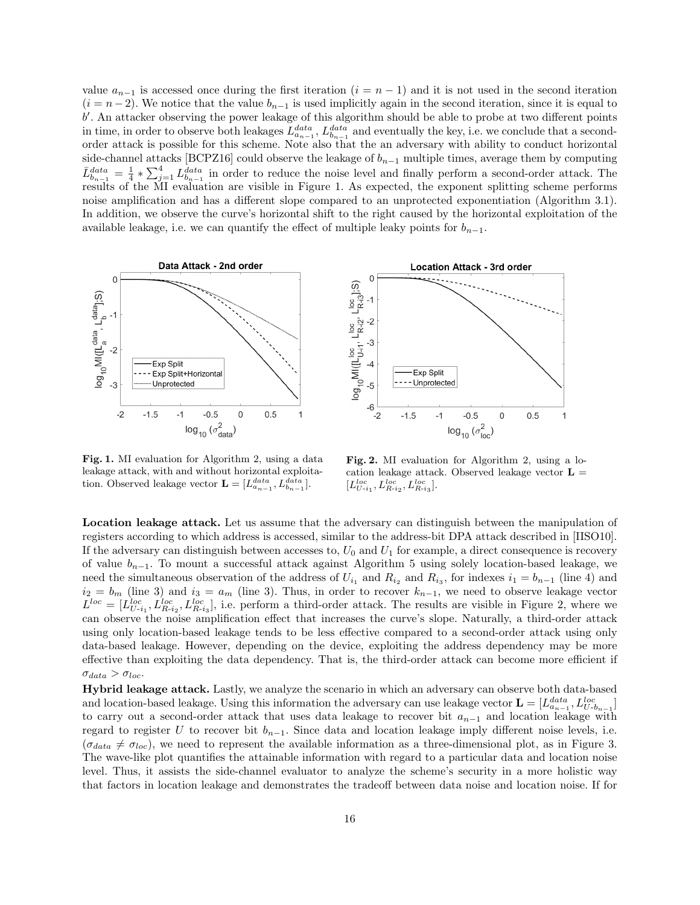value $a_{n-1}$ is accessed once during the first iteration ($i = n-1$) and it is not used in the second iteration ($i = n-2$). We notice that the value $b_{n-1}$ is used implicitly again in the second iteration, since it is equal to $b'$. An attacker observing the power leakage of this algorithm should be able to probe at two different points in time, in order to observe both leakages $L^{data}_{a_{n-1}}$, $L^{data}_{b_{n-1}}$ and eventually the key, i.e. we conclude that a second-order attack is possible for this scheme. Note also that the an adversary with ability to conduct horizontal side-channel attacks [BCPZ16] could observe the leakage of $b_{n-1}$ multiple times, average them by computing $\bar{L}^{data}_{b_{n-1}} = \frac{1}{4} * \sum_{j=1}^{4} L^{data}_{b_{n-1}}$ in order to reduce the noise level and finally perform a second-order attack. The results of the MI evaluation are visible in Figure 1. As expected, the exponent splitting scheme performs noise amplification and has a different slope compared to an unprotected exponentiation (Algorithm 3.1). In addition, we observe the curve's horizontal shift to the right caused by the horizontal exploitation of the available leakage, i.e. we can quantify the effect of multiple leaky points for $b_{n-1}$.

**Fig. 1.** MI evaluation for Algorithm 2, using a data leakage attack, with and without horizontal exploitation. Observed leakage vector $\mathbf{L} = [L^{data}_{a_{n-1}}, L^{data}_{b_{n-1}}]$.

**Fig. 2.** MI evaluation for Algorithm 2, using a location leakage attack. Observed leakage vector $\mathbf{L} = [L^{loc}_{U\text{-}i_1}, L^{loc}_{R\text{-}i_2}, L^{loc}_{R\text{-}i_3}]$.

**Location leakage attack.** Let us assume that the adversary can distinguish between the manipulation of registers according to which address is accessed, similar to the address-bit DPA attack described in [IISO10]. If the adversary can distinguish between accesses to, $U_0$ and $U_1$ for example, a direct consequence is recovery of value $b_{n-1}$. To mount a successful attack against Algorithm 5 using solely location-based leakage, we need the simultaneous observation of the address of $U_{i_1}$ and $R_{i_2}$ and $R_{i_3}$, for indexes $i_1 = b_{n-1}$ (line 4) and $i_2 = b_m$ (line 3) and $i_3 = a_m$ (line 3). Thus, in order to recover $k_{n-1}$, we need to observe leakage vector $L^{loc} = [L^{loc}_{U\text{-}i_1}, L^{loc}_{R\text{-}i_2}, L^{loc}_{R\text{-}i_3}]$, i.e. perform a third-order attack. The results are visible in Figure 2, where we can observe the noise amplification effect that increases the curve's slope. Naturally, a third-order attack using only location-based leakage tends to be less effective compared to a second-order attack using only data-based leakage. However, depending on the device, exploiting the address dependency may be more effective than exploiting the data dependency. That is, the third-order attack can become more efficient if $\sigma_{data} > \sigma_{loc}$.

**Hybrid leakage attack.** Lastly, we analyze the scenario in which an adversary can observe both data-based and location-based leakage. Using this information the adversary can use leakage vector $\mathbf{L} = [L^{data}_{a_{n-1}}, L^{loc}_{U\text{-}b_{n-1}}]$ to carry out a second-order attack that uses data leakage to recover bit $a_{n-1}$ and location leakage with regard to register $U$ to recover bit $b_{n-1}$. Since data and location leakage imply different noise levels, i.e. ($\sigma_{data} \neq \sigma_{loc}$), we need to represent the available information as a three-dimensional plot, as in Figure 3. The wave-like plot quantifies the attainable information with regard to a particular data and location noise level. Thus, it assists the side-channel evaluator to analyze the scheme's security in a more holistic way that factors in location leakage and demonstrates the tradeoff between data noise and location noise. If for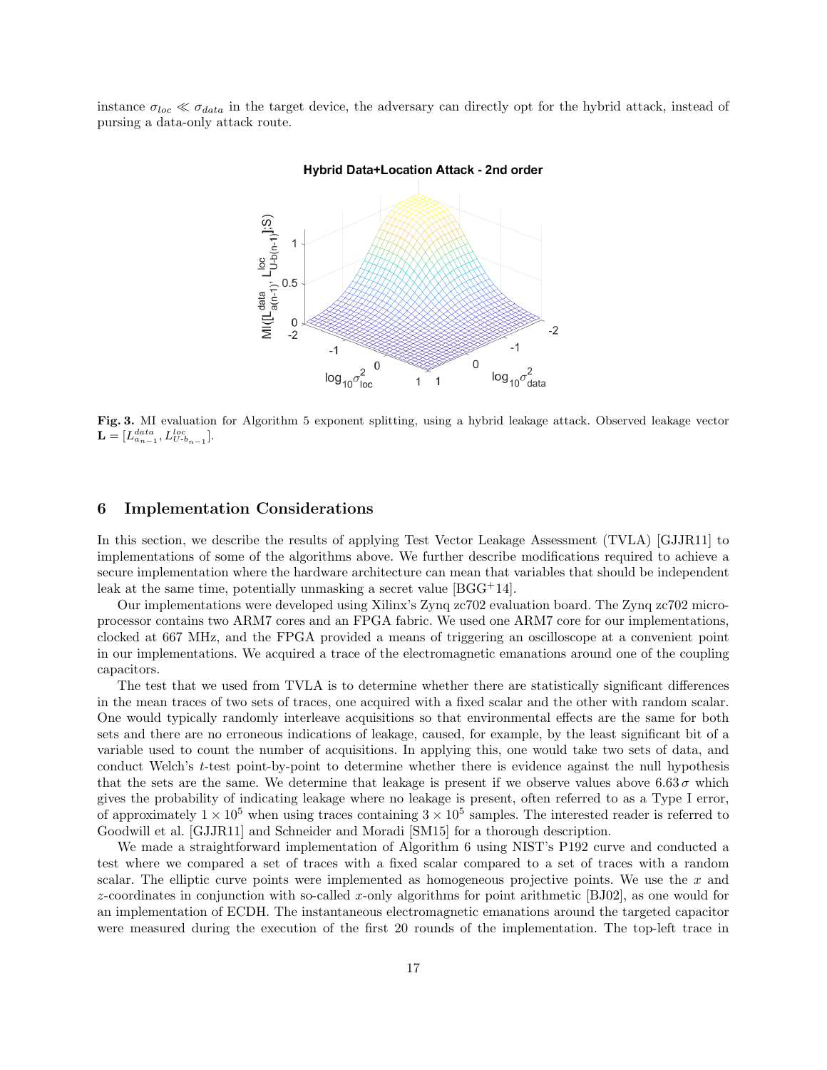instance $\sigma_{loc} \ll \sigma_{data}$ in the target device, the adversary can directly opt for the hybrid attack, instead of pursing a data-only attack route.

**Fig. 3.** MI evaluation for Algorithm 5 exponent splitting, using a hybrid leakage attack. Observed leakage vector $\mathbf{L} = [L^{data}_{a_{n-1}}, L^{loc}_{U\text{-}b_{n-1}}]$.

## 6 Implementation Considerations

In this section, we describe the results of applying Test Vector Leakage Assessment (TVLA) [GJJR11] to implementations of some of the algorithms above. We further describe modifications required to achieve a secure implementation where the hardware architecture can mean that variables that should be independent leak at the same time, potentially unmasking a secret value [BGG+14].

Our implementations were developed using Xilinx's Zynq zc702 evaluation board. The Zynq zc702 microprocessor contains two ARM7 cores and an FPGA fabric. We used one ARM7 core for our implementations, clocked at 667 MHz, and the FPGA provided a means of triggering an oscilloscope at a convenient point in our implementations. We acquired a trace of the electromagnetic emanations around one of the coupling capacitors.

The test that we used from TVLA is to determine whether there are statistically significant differences in the mean traces of two sets of traces, one acquired with a fixed scalar and the other with random scalar. One would typically randomly interleave acquisitions so that environmental effects are the same for both sets and there are no erroneous indications of leakage, caused, for example, by the least significant bit of a variable used to count the number of acquisitions. In applying this, one would take two sets of data, and conduct Welch's $t$-test point-by-point to determine whether there is evidence against the null hypothesis that the sets are the same. We determine that leakage is present if we observe values above $6.63\,\sigma$ which gives the probability of indicating leakage where no leakage is present, often referred to as a Type I error, of approximately $1 \times 10^5$ when using traces containing $3 \times 10^5$ samples. The interested reader is referred to Goodwill et al. [GJJR11] and Schneider and Moradi [SM15] for a thorough description.

We made a straightforward implementation of Algorithm 6 using NIST's P192 curve and conducted a test where we compared a set of traces with a fixed scalar compared to a set of traces with a random scalar. The elliptic curve points were implemented as homogeneous projective points. We use the $x$ and $z$-coordinates in conjunction with so-called $x$-only algorithms for point arithmetic [BJ02], as one would for an implementation of ECDH. The instantaneous electromagnetic emanations around the targeted capacitor were measured during the execution of the first 20 rounds of the implementation. The top-left trace in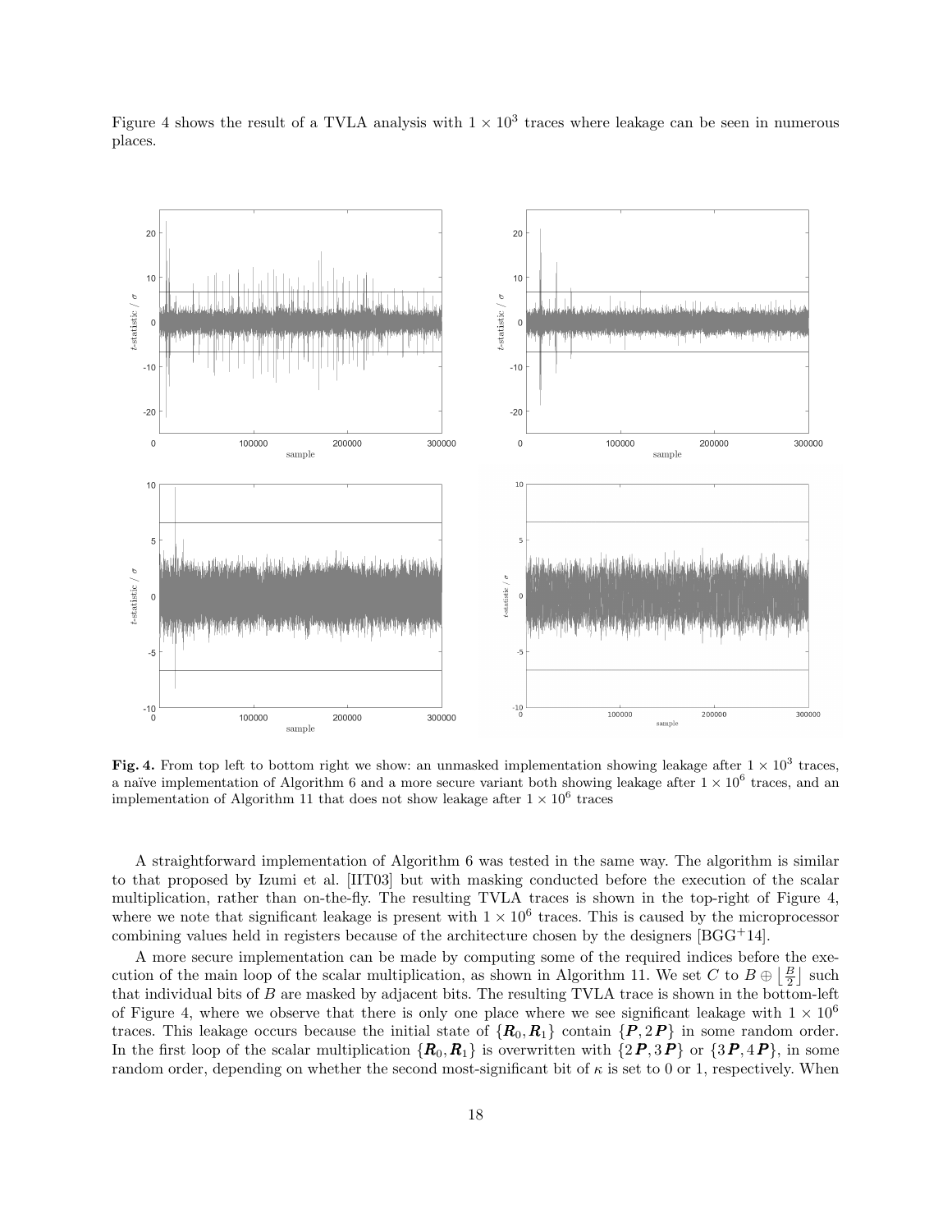Figure 4 shows the result of a TVLA analysis with $1 \times 10^3$ traces where leakage can be seen in numerous places.

**Fig. 4.** From top left to bottom right we show: an unmasked implementation showing leakage after $1 \times 10^3$ traces, a naïve implementation of Algorithm 6 and a more secure variant both showing leakage after $1 \times 10^6$ traces, and an implementation of Algorithm 11 that does not show leakage after $1 \times 10^6$ traces

A straightforward implementation of Algorithm 6 was tested in the same way. The algorithm is similar to that proposed by Izumi et al. [IIT03] but with masking conducted before the execution of the scalar multiplication, rather than on-the-fly. The resulting TVLA traces is shown in the top-right of Figure 4, where we note that significant leakage is present with $1 \times 10^6$ traces. This is caused by the microprocessor combining values held in registers because of the architecture chosen by the designers [BGG+14].

A more secure implementation can be made by computing some of the required indices before the execution of the main loop of the scalar multiplication, as shown in Algorithm 11. We set $C$ to $B \oplus \left\lfloor \frac{B}{2} \right\rfloor$ such that individual bits of $B$ are masked by adjacent bits. The resulting TVLA trace is shown in the bottom-left of Figure 4, where we observe that there is only one place where we see significant leakage with $1 \times 10^6$ traces. This leakage occurs because the initial state of $\{\boldsymbol{R}_0, \boldsymbol{R}_1\}$ contain $\{\boldsymbol{P}, 2\,\boldsymbol{P}\}$ in some random order. In the first loop of the scalar multiplication $\{\boldsymbol{R}_0, \boldsymbol{R}_1\}$ is overwritten with $\{2\,\boldsymbol{P}, 3\,\boldsymbol{P}\}$ or $\{3\,\boldsymbol{P}, 4\,\boldsymbol{P}\}$, in some random order, depending on whether the second most-significant bit of $\kappa$ is set to 0 or 1, respectively. When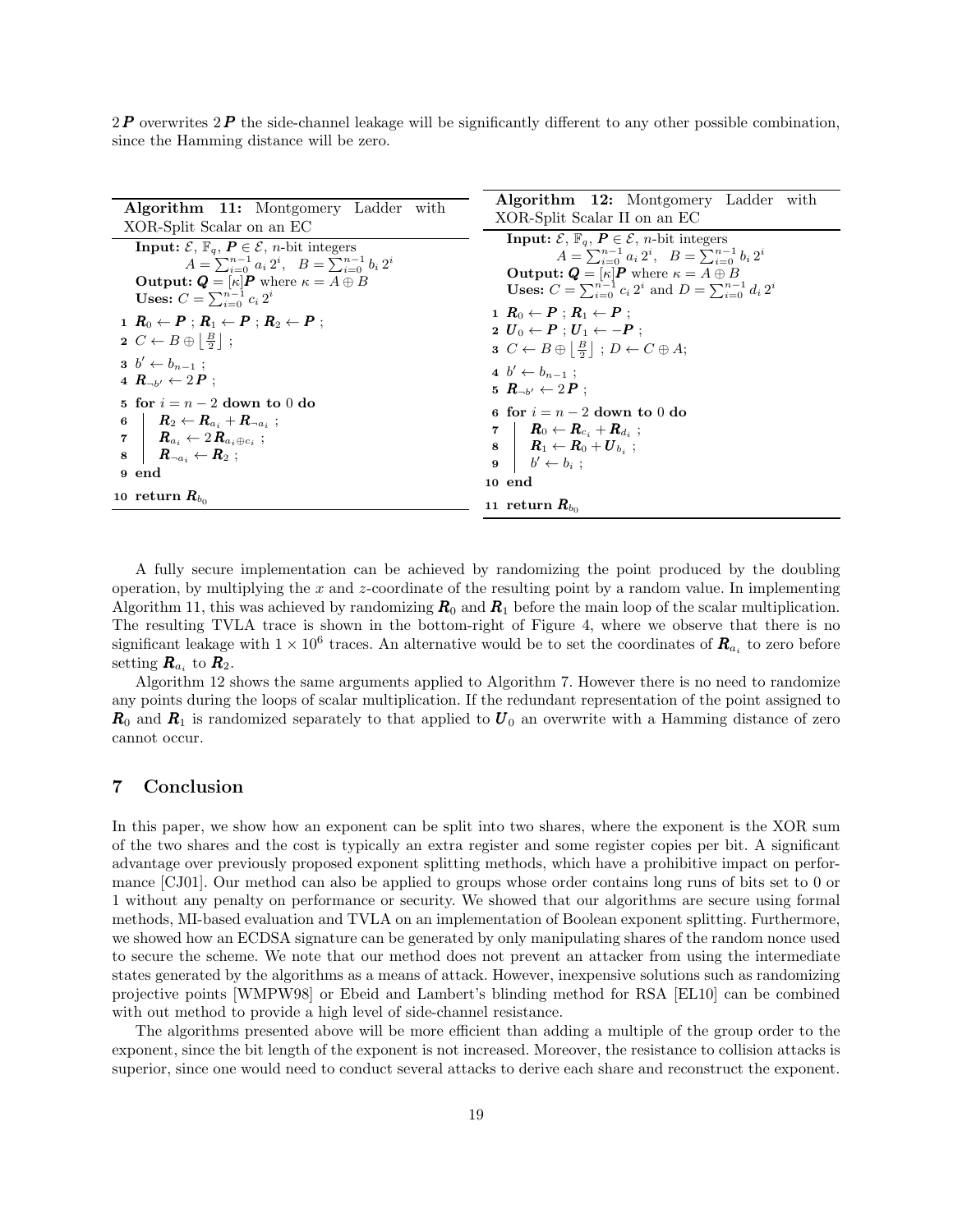$2\boldsymbol{P}$ overwrites $2\boldsymbol{P}$ the side-channel leakage will be significantly different to any other possible combination, since the Hamming distance will be zero.

**Algorithm 11:** Montgomery Ladder with XOR-Split Scalar on an EC

```
Input: ℰ, F_q, P ∈ ℰ, n-bit integers
       A = Σ_{i=0}^{n-1} a_i 2^i,  B = Σ_{i=0}^{n-1} b_i 2^i
Output: Q = [κ]P where κ = A ⊕ B
Uses: C = Σ_{i=0}^{n-1} c_i 2^i
1  R_0 ← P ; R_1 ← P ; R_2 ← P ;
2  C ← B ⊕ ⌊B/2⌋ ;
3  b' ← b_{n-1} ;
4  R_{¬b'} ← 2P ;
5  for i = n-2 down to 0 do
6  |   R_2 ← R_{a_i} + R_{¬a_i} ;
7  |   R_{a_i} ← 2R_{a_i ⊕ c_i} ;
8  |   R_{¬a_i} ← R_2 ;
9  end
10 return R_{b_0}
```

**Algorithm 12:** Montgomery Ladder with XOR-Split Scalar II on an EC

```
Input: ℰ, F_q, P ∈ ℰ, n-bit integers
       A = Σ_{i=0}^{n-1} a_i 2^i,  B = Σ_{i=0}^{n-1} b_i 2^i
Output: Q = [κ]P where κ = A ⊕ B
Uses: C = Σ_{i=0}^{n-1} c_i 2^i and D = Σ_{i=0}^{n-1} d_i 2^i
1  R_0 ← P ; R_1 ← P ;
2  U_0 ← P ; U_1 ← -P ;
3  C ← B ⊕ ⌊B/2⌋ ; D ← C ⊕ A;
4  b' ← b_{n-1} ;
5  R_{¬b'} ← 2P ;
6  for i = n-2 down to 0 do
7  |   R_0 ← R_{c_i} + R_{d_i} ;
8  |   R_1 ← R_0 + U_{b_i} ;
9  |   b' ← b_i ;
10 end
11 return R_{b_0}
```

A fully secure implementation can be achieved by randomizing the point produced by the doubling operation, by multiplying the $x$ and $z$-coordinate of the resulting point by a random value. In implementing Algorithm 11, this was achieved by randomizing $\boldsymbol{R}_0$ and $\boldsymbol{R}_1$ before the main loop of the scalar multiplication. The resulting TVLA trace is shown in the bottom-right of Figure 4, where we observe that there is no significant leakage with $1 \times 10^6$ traces. An alternative would be to set the coordinates of $\boldsymbol{R}_{a_i}$ to zero before setting $\boldsymbol{R}_{a_i}$ to $\boldsymbol{R}_2$.

Algorithm 12 shows the same arguments applied to Algorithm 7. However there is no need to randomize any points during the loops of scalar multiplication. If the redundant representation of the point assigned to $\boldsymbol{R}_0$ and $\boldsymbol{R}_1$ is randomized separately to that applied to $\boldsymbol{U}_0$ an overwrite with a Hamming distance of zero cannot occur.

## 7 Conclusion

In this paper, we show how an exponent can be split into two shares, where the exponent is the XOR sum of the two shares and the cost is typically an extra register and some register copies per bit. A significant advantage over previously proposed exponent splitting methods, which have a prohibitive impact on performance [CJ01]. Our method can also be applied to groups whose order contains long runs of bits set to 0 or 1 without any penalty on performance or security. We showed that our algorithms are secure using formal methods, MI-based evaluation and TVLA on an implementation of Boolean exponent splitting. Furthermore, we showed how an ECDSA signature can be generated by only manipulating shares of the random nonce used to secure the scheme. We note that our method does not prevent an attacker from using the intermediate states generated by the algorithms as a means of attack. However, inexpensive solutions such as randomizing projective points [WMPW98] or Ebeid and Lambert's blinding method for RSA [EL10] can be combined with out method to provide a high level of side-channel resistance.

The algorithms presented above will be more efficient than adding a multiple of the group order to the exponent, since the bit length of the exponent is not increased. Moreover, the resistance to collision attacks is superior, since one would need to conduct several attacks to derive each share and reconstruct the exponent.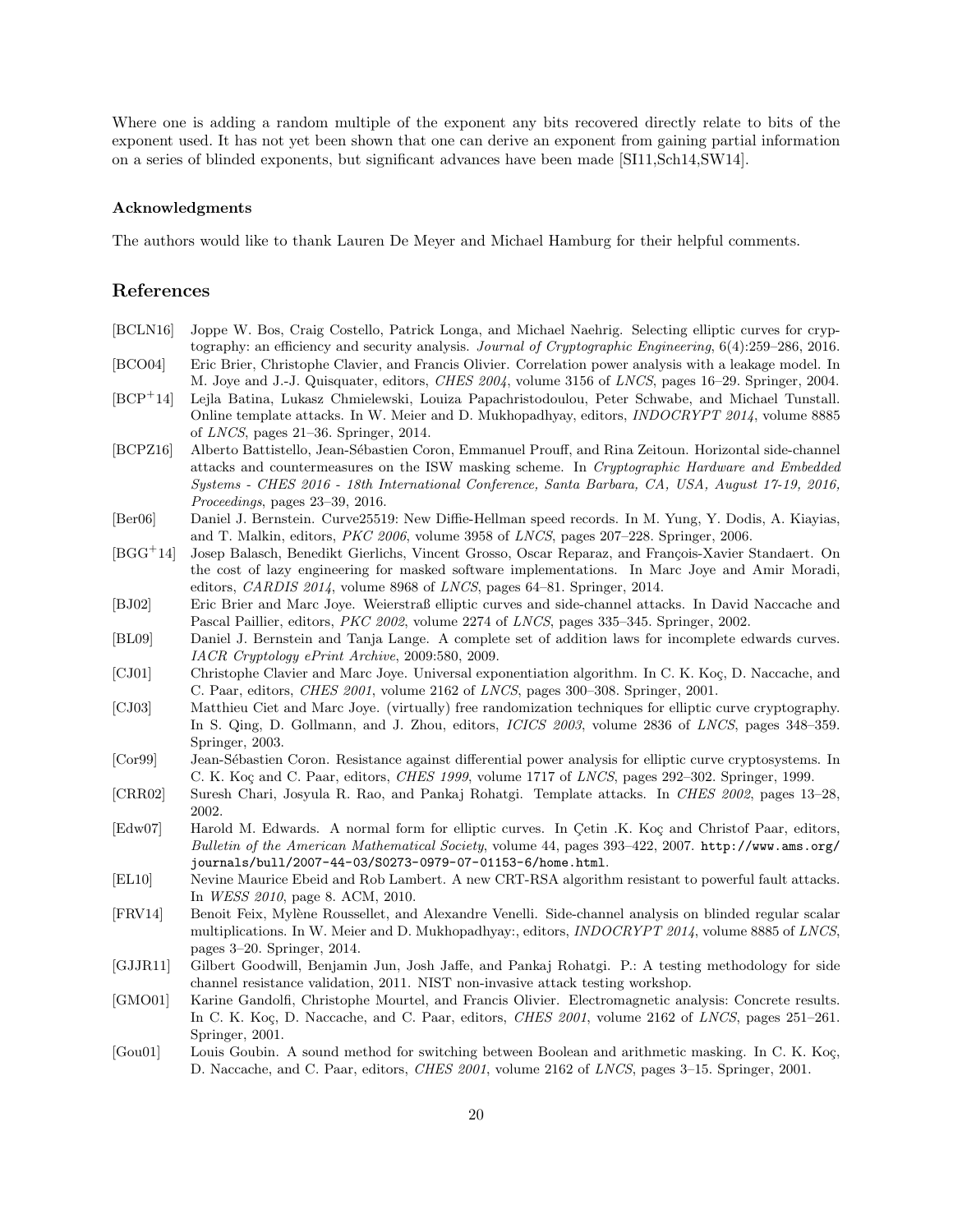Where one is adding a random multiple of the exponent any bits recovered directly relate to bits of the exponent used. It has not yet been shown that one can derive an exponent from gaining partial information on a series of blinded exponents, but significant advances have been made [SI11,Sch14,SW14].

### Acknowledgments

The authors would like to thank Lauren De Meyer and Michael Hamburg for their helpful comments.

## References

[BCLN16] Joppe W. Bos, Craig Costello, Patrick Longa, and Michael Naehrig. Selecting elliptic curves for cryptography: an efficiency and security analysis. *Journal of Cryptographic Engineering*, 6(4):259–286, 2016.

[BCO04] Eric Brier, Christophe Clavier, and Francis Olivier. Correlation power analysis with a leakage model. In M. Joye and J.-J. Quisquater, editors, *CHES 2004*, volume 3156 of *LNCS*, pages 16–29. Springer, 2004.

[BCP+14] Lejla Batina, Lukasz Chmielewski, Louiza Papachristodoulou, Peter Schwabe, and Michael Tunstall. Online template attacks. In W. Meier and D. Mukhopadhyay, editors, *INDOCRYPT 2014*, volume 8885 of *LNCS*, pages 21–36. Springer, 2014.

[BCPZ16] Alberto Battistello, Jean-Sébastien Coron, Emmanuel Prouff, and Rina Zeitoun. Horizontal side-channel attacks and countermeasures on the ISW masking scheme. In *Cryptographic Hardware and Embedded Systems - CHES 2016 - 18th International Conference, Santa Barbara, CA, USA, August 17-19, 2016, Proceedings*, pages 23–39, 2016.

[Ber06] Daniel J. Bernstein. Curve25519: New Diffie-Hellman speed records. In M. Yung, Y. Dodis, A. Kiayias, and T. Malkin, editors, *PKC 2006*, volume 3958 of *LNCS*, pages 207–228. Springer, 2006.

[BGG+14] Josep Balasch, Benedikt Gierlichs, Vincent Grosso, Oscar Reparaz, and François-Xavier Standaert. On the cost of lazy engineering for masked software implementations. In Marc Joye and Amir Moradi, editors, *CARDIS 2014*, volume 8968 of *LNCS*, pages 64–81. Springer, 2014.

[BJ02] Eric Brier and Marc Joye. Weierstraß elliptic curves and side-channel attacks. In David Naccache and Pascal Paillier, editors, *PKC 2002*, volume 2274 of *LNCS*, pages 335–345. Springer, 2002.

[BL09] Daniel J. Bernstein and Tanja Lange. A complete set of addition laws for incomplete edwards curves. *IACR Cryptology ePrint Archive*, 2009:580, 2009.

[CJ01] Christophe Clavier and Marc Joye. Universal exponentiation algorithm. In C. K. Koç, D. Naccache, and C. Paar, editors, *CHES 2001*, volume 2162 of *LNCS*, pages 300–308. Springer, 2001.

[CJ03] Matthieu Ciet and Marc Joye. (virtually) free randomization techniques for elliptic curve cryptography. In S. Qing, D. Gollmann, and J. Zhou, editors, *ICICS 2003*, volume 2836 of *LNCS*, pages 348–359. Springer, 2003.

[Cor99] Jean-Sébastien Coron. Resistance against differential power analysis for elliptic curve cryptosystems. In C. K. Koç and C. Paar, editors, *CHES 1999*, volume 1717 of *LNCS*, pages 292–302. Springer, 1999.

[CRR02] Suresh Chari, Josyula R. Rao, and Pankaj Rohatgi. Template attacks. In *CHES 2002*, pages 13–28, 2002.

[Edw07] Harold M. Edwards. A normal form for elliptic curves. In Çetin .K. Koç and Christof Paar, editors, *Bulletin of the American Mathematical Society*, volume 44, pages 393–422, 2007. `http://www.ams.org/journals/bull/2007-44-03/S0273-0979-07-01153-6/home.html`.

[EL10] Nevine Maurice Ebeid and Rob Lambert. A new CRT-RSA algorithm resistant to powerful fault attacks. In *WESS 2010*, page 8. ACM, 2010.

[FRV14] Benoit Feix, Mylène Roussellet, and Alexandre Venelli. Side-channel analysis on blinded regular scalar multiplications. In W. Meier and D. Mukhopadhyay:, editors, *INDOCRYPT 2014*, volume 8885 of *LNCS*, pages 3–20. Springer, 2014.

[GJJR11] Gilbert Goodwill, Benjamin Jun, Josh Jaffe, and Pankaj Rohatgi. P.: A testing methodology for side channel resistance validation, 2011. NIST non-invasive attack testing workshop.

[GMO01] Karine Gandolfi, Christophe Mourtel, and Francis Olivier. Electromagnetic analysis: Concrete results. In C. K. Koç, D. Naccache, and C. Paar, editors, *CHES 2001*, volume 2162 of *LNCS*, pages 251–261. Springer, 2001.

[Gou01] Louis Goubin. A sound method for switching between Boolean and arithmetic masking. In C. K. Koç, D. Naccache, and C. Paar, editors, *CHES 2001*, volume 2162 of *LNCS*, pages 3–15. Springer, 2001.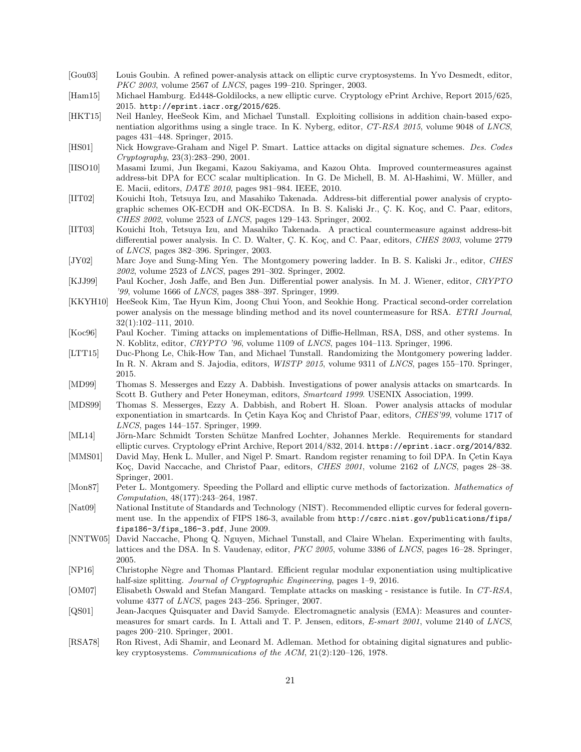- [Gou03] Louis Goubin. A refined power-analysis attack on elliptic curve cryptosystems. In Yvo Desmedt, editor, *PKC 2003*, volume 2567 of *LNCS*, pages 199–210. Springer, 2003.
- [Ham15] Michael Hamburg. Ed448-Goldilocks, a new elliptic curve. Cryptology ePrint Archive, Report 2015/625, 2015. `http://eprint.iacr.org/2015/625`.
- [HKT15] Neil Hanley, HeeSeok Kim, and Michael Tunstall. Exploiting collisions in addition chain-based exponentiation algorithms using a single trace. In K. Nyberg, editor, *CT-RSA 2015*, volume 9048 of *LNCS*, pages 431–448. Springer, 2015.
- [HS01] Nick Howgrave-Graham and Nigel P. Smart. Lattice attacks on digital signature schemes. *Des. Codes Cryptography*, 23(3):283–290, 2001.
- [IISO10] Masami Izumi, Jun Ikegami, Kazuo Sakiyama, and Kazou Ohta. Improved countermeasures against address-bit DPA for ECC scalar multiplication. In G. De Michell, B. M. Al-Hashimi, W. Müller, and E. Macii, editors, *DATE 2010*, pages 981–984. IEEE, 2010.
- [IIT02] Kouichi Itoh, Tetsuya Izu, and Masahiko Takenada. Address-bit differential power analysis of cryptographic schemes OK-ECDH and OK-ECDSA. In B. S. Kaliski Jr., Ç. K. Koç, and C. Paar, editors, *CHES 2002*, volume 2523 of *LNCS*, pages 129–143. Springer, 2002.
- [IIT03] Kouichi Itoh, Tetsuya Izu, and Masahiko Takenada. A practical countermeasure against address-bit differential power analysis. In C. D. Walter, Ç. K. Koç, and C. Paar, editors, *CHES 2003*, volume 2779 of *LNCS*, pages 382–396. Springer, 2003.
- [JY02] Marc Joye and Sung-Ming Yen. The Montgomery powering ladder. In B. S. Kaliski Jr., editor, *CHES 2002*, volume 2523 of *LNCS*, pages 291–302. Springer, 2002.
- [KJJ99] Paul Kocher, Josh Jaffe, and Ben Jun. Differential power analysis. In M. J. Wiener, editor, *CRYPTO '99*, volume 1666 of *LNCS*, pages 388–397. Springer, 1999.
- [KKYH10] HeeSeok Kim, Tae Hyun Kim, Joong Chui Yoon, and Seokhie Hong. Practical second-order correlation power analysis on the message blinding method and its novel countermeasure for RSA. *ETRI Journal*, 32(1):102–111, 2010.
- [Koc96] Paul Kocher. Timing attacks on implementations of Diffie-Hellman, RSA, DSS, and other systems. In N. Koblitz, editor, *CRYPTO '96*, volume 1109 of *LNCS*, pages 104–113. Springer, 1996.
- [LTT15] Duc-Phong Le, Chik-How Tan, and Michael Tunstall. Randomizing the Montgomery powering ladder. In R. N. Akram and S. Jajodia, editors, *WISTP 2015*, volume 9311 of *LNCS*, pages 155–170. Springer, 2015.
- [MD99] Thomas S. Messerges and Ezzy A. Dabbish. Investigations of power analysis attacks on smartcards. In Scott B. Guthery and Peter Honeyman, editors, *Smartcard 1999*. USENIX Association, 1999.
- [MDS99] Thomas S. Messerges, Ezzy A. Dabbish, and Robert H. Sloan. Power analysis attacks of modular exponentiation in smartcards. In Çetin Kaya Koç and Christof Paar, editors, *CHES'99*, volume 1717 of *LNCS*, pages 144–157. Springer, 1999.
- [ML14] Jörn-Marc Schmidt Torsten Schütze Manfred Lochter, Johannes Merkle. Requirements for standard elliptic curves. Cryptology ePrint Archive, Report 2014/832, 2014. `https://eprint.iacr.org/2014/832`.
- [MMS01] David May, Henk L. Muller, and Nigel P. Smart. Random register renaming to foil DPA. In Çetin Kaya Koç, David Naccache, and Christof Paar, editors, *CHES 2001*, volume 2162 of *LNCS*, pages 28–38. Springer, 2001.
- [Mon87] Peter L. Montgomery. Speeding the Pollard and elliptic curve methods of factorization. *Mathematics of Computation*, 48(177):243–264, 1987.
- [Nat09] National Institute of Standards and Technology (NIST). Recommended elliptic curves for federal government use. In the appendix of FIPS 186-3, available from `http://csrc.nist.gov/publications/fips/fips186-3/fips_186-3.pdf`, June 2009.
- [NNTW05] David Naccache, Phong Q. Nguyen, Michael Tunstall, and Claire Whelan. Experimenting with faults, lattices and the DSA. In S. Vaudenay, editor, *PKC 2005*, volume 3386 of *LNCS*, pages 16–28. Springer, 2005.
- [NP16] Christophe Nègre and Thomas Plantard. Efficient regular modular exponentiation using multiplicative half-size splitting. *Journal of Cryptographic Engineering*, pages 1–9, 2016.
- [OM07] Elisabeth Oswald and Stefan Mangard. Template attacks on masking - resistance is futile. In *CT-RSA*, volume 4377 of *LNCS*, pages 243–256. Springer, 2007.
- [QS01] Jean-Jacques Quisquater and David Samyde. Electromagnetic analysis (EMA): Measures and countermeasures for smart cards. In I. Attali and T. P. Jensen, editors, *E-smart 2001*, volume 2140 of *LNCS*, pages 200–210. Springer, 2001.
- [RSA78] Ron Rivest, Adi Shamir, and Leonard M. Adleman. Method for obtaining digital signatures and public-key cryptosystems. *Communications of the ACM*, 21(2):120–126, 1978.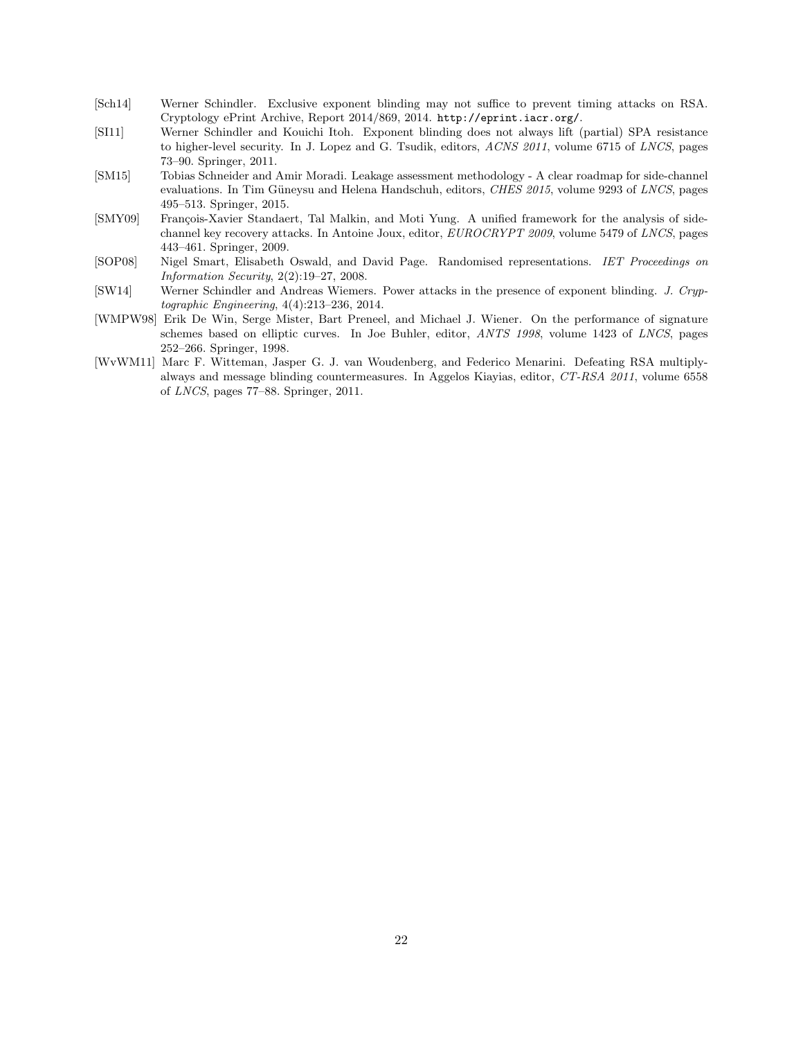[Sch14] Werner Schindler. Exclusive exponent blinding may not suffice to prevent timing attacks on RSA. Cryptology ePrint Archive, Report 2014/869, 2014. `http://eprint.iacr.org/`.

[SI11] Werner Schindler and Kouichi Itoh. Exponent blinding does not always lift (partial) SPA resistance to higher-level security. In J. Lopez and G. Tsudik, editors, *ACNS 2011*, volume 6715 of *LNCS*, pages 73–90. Springer, 2011.

[SM15] Tobias Schneider and Amir Moradi. Leakage assessment methodology - A clear roadmap for side-channel evaluations. In Tim Güneysu and Helena Handschuh, editors, *CHES 2015*, volume 9293 of *LNCS*, pages 495–513. Springer, 2015.

[SMY09] François-Xavier Standaert, Tal Malkin, and Moti Yung. A unified framework for the analysis of side-channel key recovery attacks. In Antoine Joux, editor, *EUROCRYPT 2009*, volume 5479 of *LNCS*, pages 443–461. Springer, 2009.

[SOP08] Nigel Smart, Elisabeth Oswald, and David Page. Randomised representations. *IET Proceedings on Information Security*, 2(2):19–27, 2008.

[SW14] Werner Schindler and Andreas Wiemers. Power attacks in the presence of exponent blinding. *J. Cryptographic Engineering*, 4(4):213–236, 2014.

[WMPW98] Erik De Win, Serge Mister, Bart Preneel, and Michael J. Wiener. On the performance of signature schemes based on elliptic curves. In Joe Buhler, editor, *ANTS 1998*, volume 1423 of *LNCS*, pages 252–266. Springer, 1998.

[WvWM11] Marc F. Witteman, Jasper G. J. van Woudenberg, and Federico Menarini. Defeating RSA multiply-always and message blinding countermeasures. In Aggelos Kiayias, editor, *CT-RSA 2011*, volume 6558 of *LNCS*, pages 77–88. Springer, 2011.